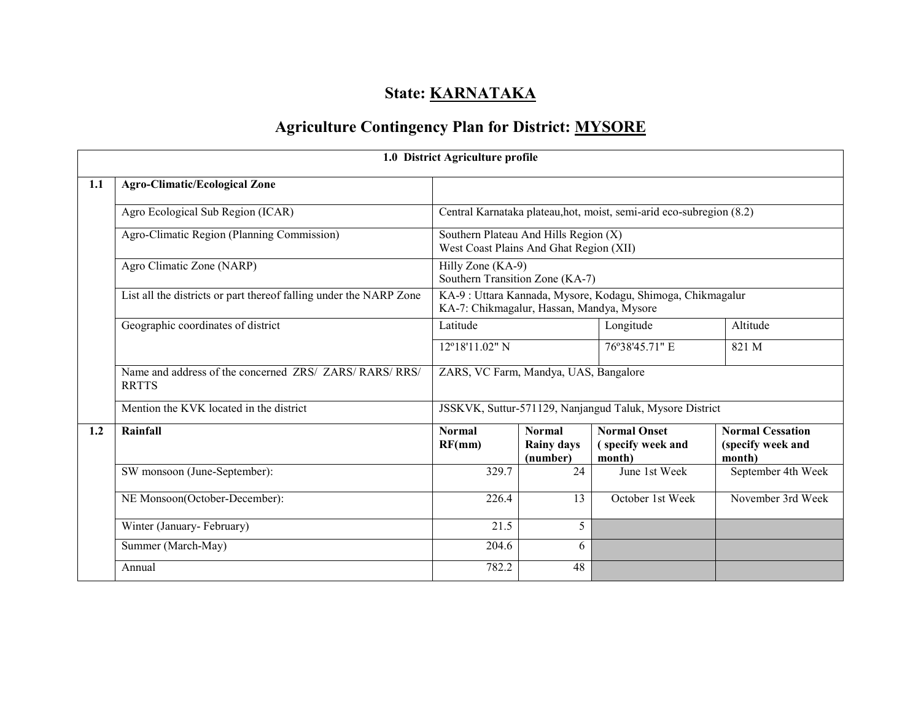# State: KARNATAKA

## Agriculture Contingency Plan for District: MYSORE

| 1.0 District Agriculture profile | | | | | |
|---|---|---|---|---|---|
| **1.1** | **Agro-Climatic/Ecological Zone** | | | | |
| | Agro Ecological Sub Region (ICAR) | Central Karnataka plateau,hot, moist, semi-arid eco-subregion (8.2) | | | |
| | Agro-Climatic Region (Planning Commission) | Southern Plateau And Hills Region (X)<br>West Coast Plains And Ghat Region (XII) | | | |
| | Agro Climatic Zone (NARP) | Hilly Zone (KA-9)<br>Southern Transition Zone (KA-7) | | | |
| | List all the districts or part thereof falling under the NARP Zone | KA-9 : Uttara Kannada, Mysore, Kodagu, Shimoga, Chikmagalur<br>KA-7: Chikmagalur, Hassan, Mandya, Mysore | | | |
| | Geographic coordinates of district | Latitude | | Longitude | Altitude |
| | | 12º18'11.02" N | | 76º38'45.71" E | 821 M |
| | Name and address of the concerned ZRS/ ZARS/ RARS/ RRS/ RRTTS | ZARS, VC Farm, Mandya, UAS, Bangalore | | | |
| | Mention the KVK located in the district | JSSKVK, Suttur-571129, Nanjangud Taluk, Mysore District | | | |
| **1.2** | **Rainfall** | **Normal RF(mm)** | **Normal Rainy days (number)** | **Normal Onset ( specify week and month)** | **Normal Cessation (specify week and month)** |
| | SW monsoon (June-September): | 329.7 | 24 | June 1st Week | September 4th Week |
| | NE Monsoon(October-December): | 226.4 | 13 | October 1st Week | November 3rd Week |
| | Winter (January- February) | 21.5 | 5 | | |
| | Summer (March-May) | 204.6 | 6 | | |
| | Annual | 782.2 | 48 | | |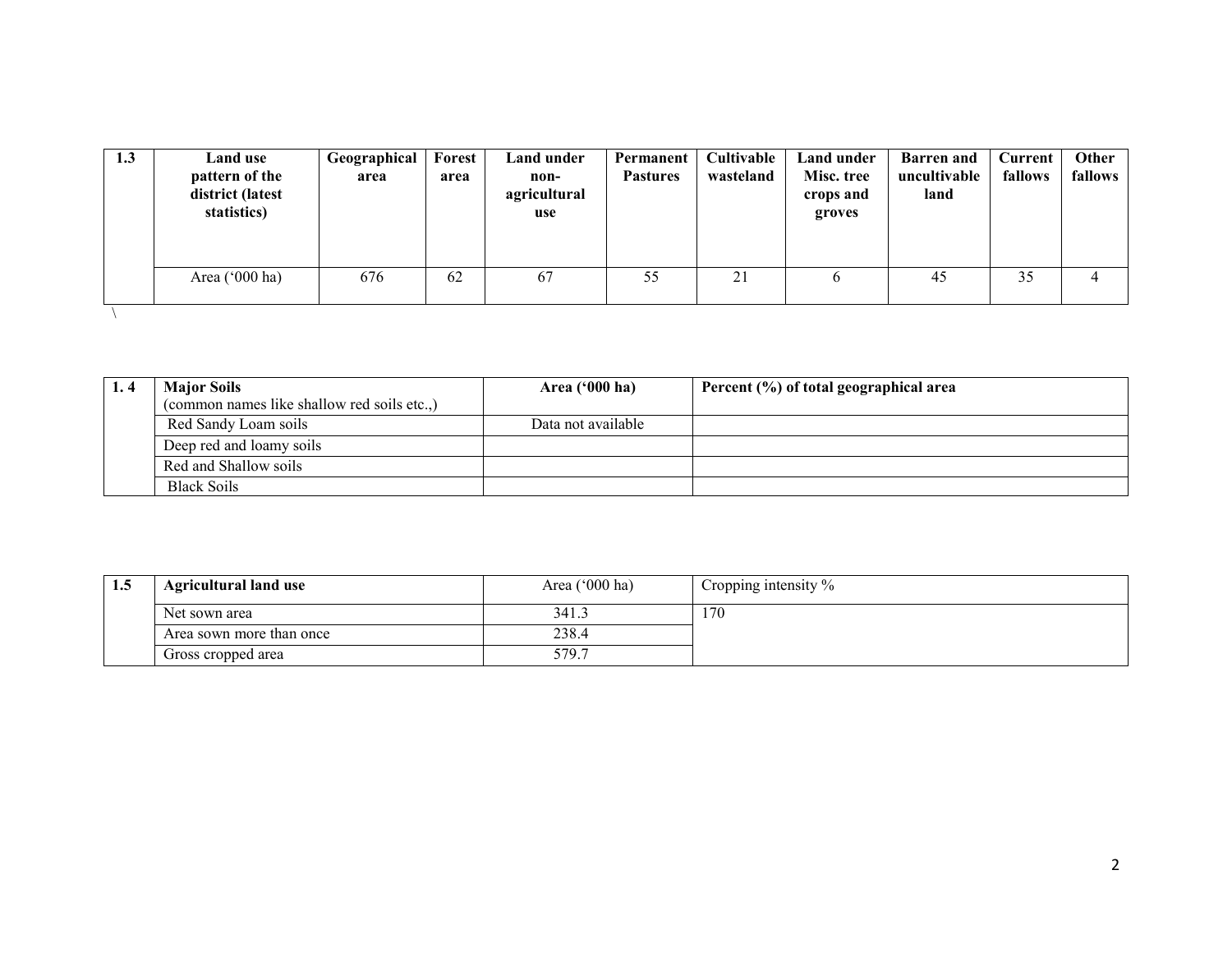| 1.3 | Land use pattern of the district (latest statistics) | Geographical area | Forest area | Land under non-agricultural use | Permanent Pastures | Cultivable wasteland | Land under Misc. tree crops and groves | Barren and uncultivable land | Current fallows | Other fallows |
|---|---|---|---|---|---|---|---|---|---|---|
| | Area ('000 ha) | 676 | 62 | 67 | 55 | 21 | 6 | 45 | 35 | 4 |

\

| 1. 4 | Major Soils (common names like shallow red soils etc.,) | Area ('000 ha) | Percent (%) of total geographical area |
|---|---|---|---|
| | Red Sandy Loam soils | Data not available | |
| | Deep red and loamy soils | | |
| | Red and Shallow soils | | |
| | Black Soils | | |

| 1.5 | Agricultural land use | Area ('000 ha) | Cropping intensity % |
|---|---|---|---|
| | Net sown area | 341.3 | 170 |
| | Area sown more than once | 238.4 | |
| | Gross cropped area | 579.7 | |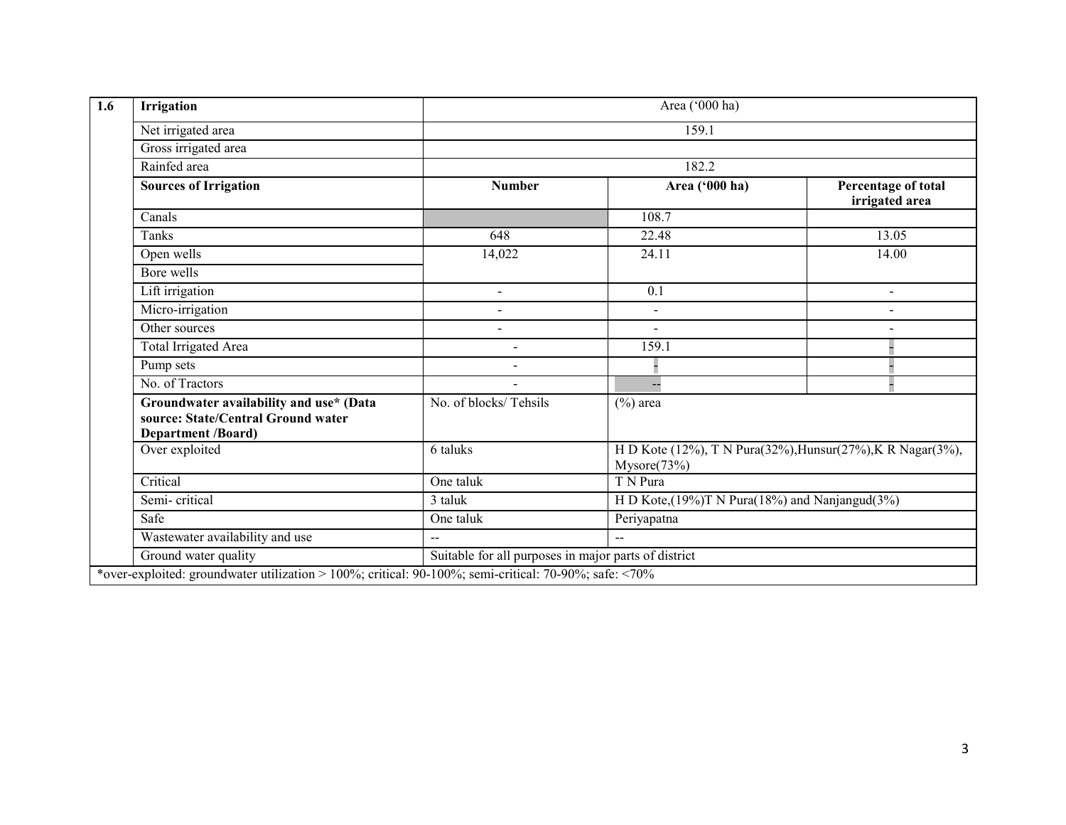| 1.6 | Irrigation | Area ('000 ha) | | |
|---|---|---|---|---|
| | Net irrigated area | 159.1 | | |
| | Gross irrigated area | | | |
| | Rainfed area | 182.2 | | |
| | **Sources of Irrigation** | **Number** | **Area ('000 ha)** | **Percentage of total irrigated area** |
| | Canals | | 108.7 | |
| | Tanks | 648 | 22.48 | 13.05 |
| | Open wells | 14,022 | 24.11 | 14.00 |
| | Bore wells | | | |
| | Lift irrigation | - | 0.1 | - |
| | Micro-irrigation | - | - | - |
| | Other sources | - | - | - |
| | Total Irrigated Area | - | 159.1 | - |
| | Pump sets | - | - | - |
| | No. of Tractors | - | -- | - |
| | **Groundwater availability and use* (Data source: State/Central Ground water Department /Board)** | No. of blocks/ Tehsils | (%) area | |
| | Over exploited | 6 taluks | H D Kote (12%), T N Pura(32%),Hunsur(27%),K R Nagar(3%), Mysore(73%) | |
| | Critical | One taluk | T N Pura | |
| | Semi- critical | 3 taluk | H D Kote,(19%)T N Pura(18%) and Nanjangud(3%) | |
| | Safe | One taluk | Periyapatna | |
| | Wastewater availability and use | -- | -- | |
| | Ground water quality | Suitable for all purposes in major parts of district | | |

*over-exploited: groundwater utilization > 100%; critical: 90-100%; semi-critical: 70-90%; safe: <70%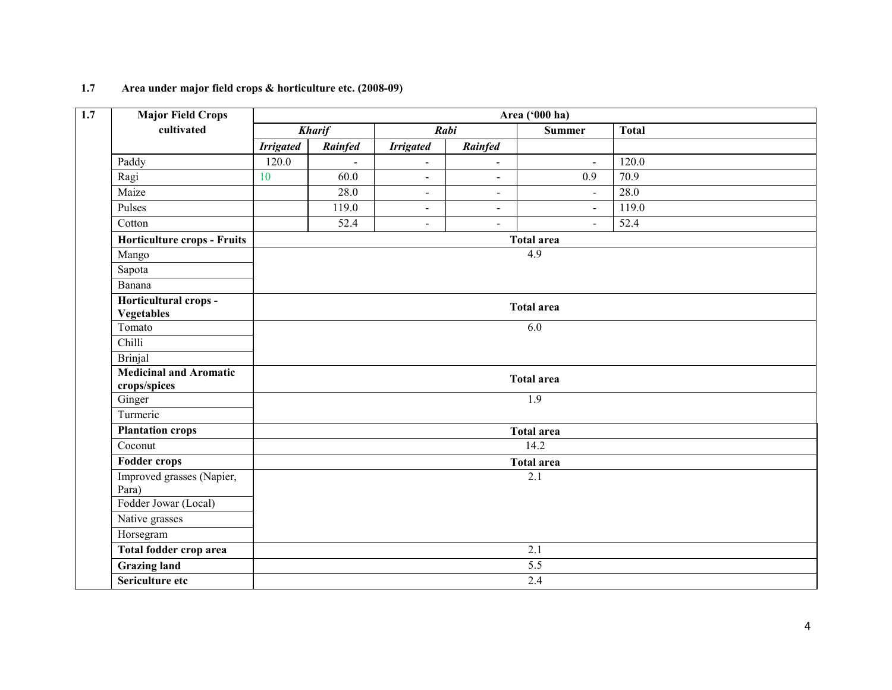**1.7 Area under major field crops & horticulture etc. (2008-09)**

| 1.7 | Major Field Crops cultivated | Area ('000 ha) | | | | | |
|---|---|---|---|---|---|---|---|
| | | *Kharif* | | *Rabi* | | Summer | Total |
| | | *Irrigated* | *Rainfed* | *Irrigated* | *Rainfed* | | |
| | Paddy | 120.0 | - | - | - | - | 120.0 |
| | Ragi | 10 | 60.0 | - | - | 0.9 | 70.9 |
| | Maize | | 28.0 | - | - | - | 28.0 |
| | Pulses | | 119.0 | - | - | - | 119.0 |
| | Cotton | | 52.4 | - | - | - | 52.4 |
| | **Horticulture crops - Fruits** | **Total area** | | | | | |
| | Mango | 4.9 | | | | | |
| | Sapota | | | | | | |
| | Banana | | | | | | |
| | **Horticultural crops - Vegetables** | **Total area** | | | | | |
| | Tomato | 6.0 | | | | | |
| | Chilli | | | | | | |
| | Brinjal | | | | | | |
| | **Medicinal and Aromatic crops/spices** | **Total area** | | | | | |
| | Ginger | 1.9 | | | | | |
| | Turmeric | | | | | | |
| | **Plantation crops** | **Total area** | | | | | |
| | Coconut | 14.2 | | | | | |
| | **Fodder crops** | **Total area** | | | | | |
| | Improved grasses (Napier, Para) | 2.1 | | | | | |
| | Fodder Jowar (Local) | | | | | | |
| | Native grasses | | | | | | |
| | Horsegram | | | | | | |
| | **Total fodder crop area** | 2.1 | | | | | |
| | **Grazing land** | 5.5 | | | | | |
| | **Sericulture etc** | 2.4 | | | | | |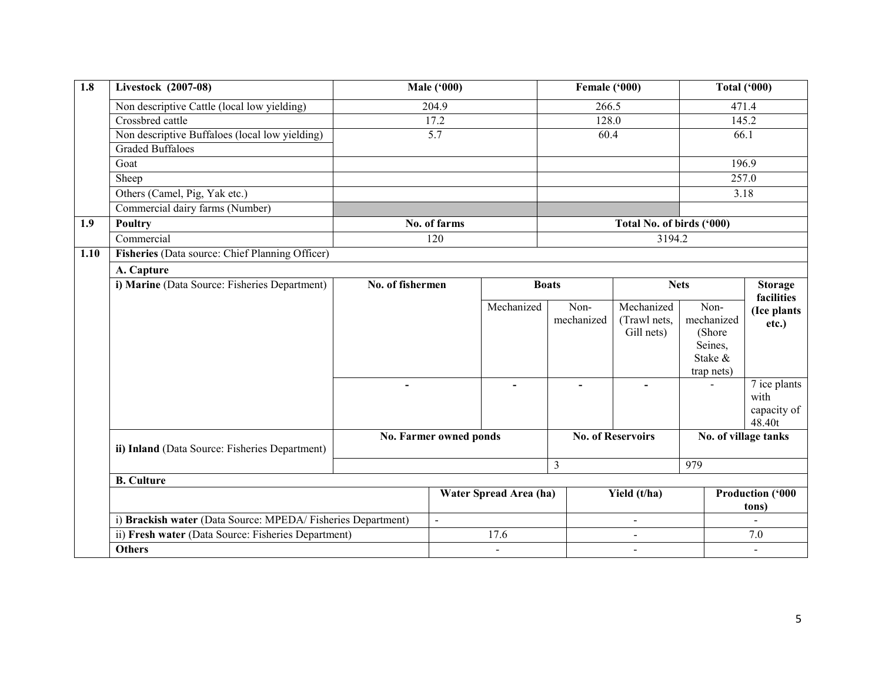| 1.8 | Livestock (2007-08) | Male ('000) | Female ('000) | Total ('000) |
|---|---|---|---|---|
| | Non descriptive Cattle (local low yielding) | 204.9 | 266.5 | 471.4 |
| | Crossbred cattle | 17.2 | 128.0 | 145.2 |
| | Non descriptive Buffaloes (local low yielding) | 5.7 | 60.4 | 66.1 |
| | Graded Buffaloes | | | |
| | Goat | | | 196.9 |
| | Sheep | | | 257.0 |
| | Others (Camel, Pig, Yak etc.) | | | 3.18 |
| | Commercial dairy farms (Number) | | | |

| 1.9 | Poultry | No. of farms | Total No. of birds ('000) |
|---|---|---|---|
| | Commercial | 120 | 3194.2 |

**1.10 Fisheries** (Data source: Chief Planning Officer)

**A. Capture**

| i) Marine (Data Source: Fisheries Department) | No. of fishermen | Boats | | Nets | | Storage facilities (Ice plants etc.) |
|---|---|---|---|---|---|---|
| | | Mechanized | Non-mechanized | Mechanized (Trawl nets, Gill nets) | Non-mechanized (Shore Seines, Stake & trap nets) | |
| | - | - | - | - | - | 7 ice plants with capacity of 48.40t |

| ii) Inland (Data Source: Fisheries Department) | No. Farmer owned ponds | No. of Reservoirs | No. of village tanks |
|---|---|---|---|
| | | 3 | 979 |

**B. Culture**

| | Water Spread Area (ha) | Yield (t/ha) | Production ('000 tons) |
|---|---|---|---|
| i) **Brackish water** (Data Source: MPEDA/ Fisheries Department) | - | - | - |
| ii) **Fresh water** (Data Source: Fisheries Department) | 17.6 | - | 7.0 |
| **Others** | - | - | - |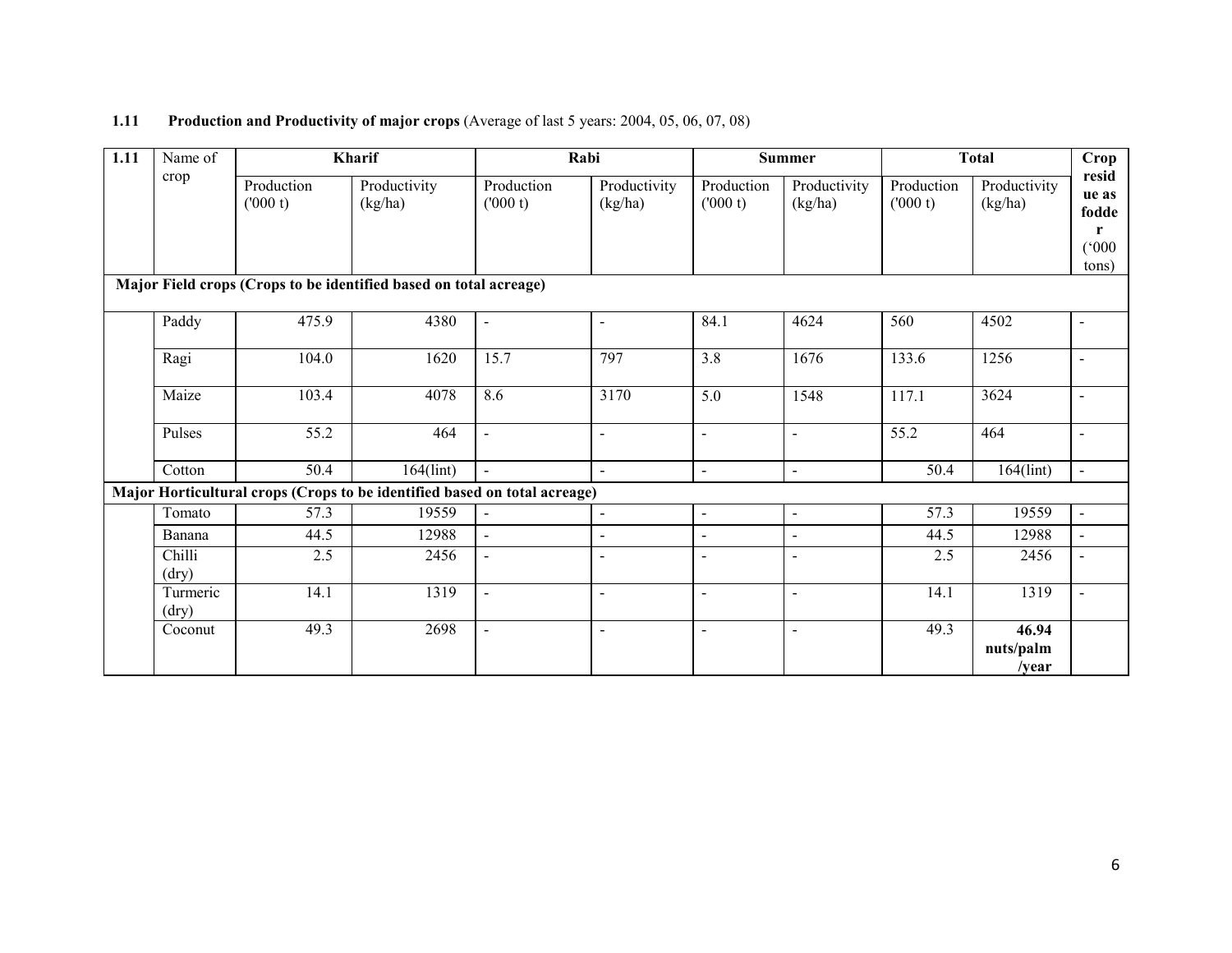**1.11 Production and Productivity of major crops** (Average of last 5 years: 2004, 05, 06, 07, 08)

| 1.11 | Name of crop | Kharif | | Rabi | | Summer | | Total | | Crop residue as fodder ('000 tons) |
|---|---|---|---|---|---|---|---|---|---|---|
| | | Production ('000 t) | Productivity (kg/ha) | Production ('000 t) | Productivity (kg/ha) | Production ('000 t) | Productivity (kg/ha) | Production ('000 t) | Productivity (kg/ha) | |
| **Major Field crops (Crops to be identified based on total acreage)** | | | | | | | | | | |
| | Paddy | 475.9 | 4380 | - | - | 84.1 | 4624 | 560 | 4502 | - |
| | Ragi | 104.0 | 1620 | 15.7 | 797 | 3.8 | 1676 | 133.6 | 1256 | - |
| | Maize | 103.4 | 4078 | 8.6 | 3170 | 5.0 | 1548 | 117.1 | 3624 | - |
| | Pulses | 55.2 | 464 | - | - | - | - | 55.2 | 464 | - |
| | Cotton | 50.4 | 164(lint) | - | - | - | - | 50.4 | 164(lint) | - |
| **Major Horticultural crops (Crops to be identified based on total acreage)** | | | | | | | | | | |
| | Tomato | 57.3 | 19559 | - | - | - | - | 57.3 | 19559 | - |
| | Banana | 44.5 | 12988 | - | - | - | - | 44.5 | 12988 | - |
| | Chilli (dry) | 2.5 | 2456 | - | - | - | - | 2.5 | 2456 | - |
| | Turmeric (dry) | 14.1 | 1319 | - | - | - | - | 14.1 | 1319 | - |
| | Coconut | 49.3 | 2698 | - | - | - | - | 49.3 | **46.94 nuts/palm /year** | |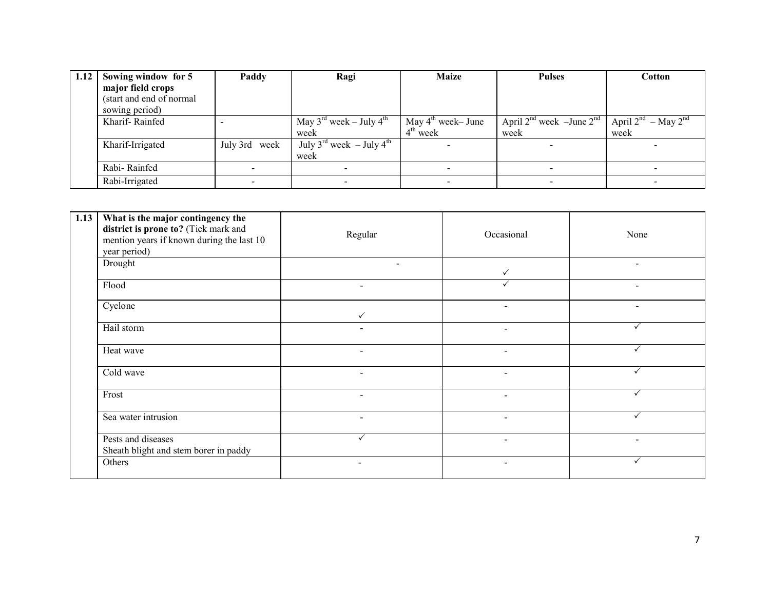| 1.12 | Sowing window for 5 major field crops (start and end of normal sowing period) | Paddy | Ragi | Maize | Pulses | Cotton |
|---|---|---|---|---|---|---|
| | Kharif- Rainfed | - | May 3rd week – July 4th week | May 4th week– June 4th week | April 2nd week –June 2nd week | April 2nd – May 2nd week |
| | Kharif-Irrigated | July 3rd week | July 3rd week – July 4th week | - | - | - |
| | Rabi- Rainfed | - | - | - | - | - |
| | Rabi-Irrigated | - | - | - | - | - |

| 1.13 | What is the major contingency the district is prone to? (Tick mark and mention years if known during the last 10 year period) | Regular | Occasional | None |
|---|---|---|---|---|
| | Drought | - | ✓ | - |
| | Flood | - | ✓ | - |
| | Cyclone | ✓ | - | - |
| | Hail storm | - | - | ✓ |
| | Heat wave | - | - | ✓ |
| | Cold wave | - | - | ✓ |
| | Frost | - | - | ✓ |
| | Sea water intrusion | - | - | ✓ |
| | Pests and diseases Sheath blight and stem borer in paddy | ✓ | - | - |
| | Others | - | - | ✓ |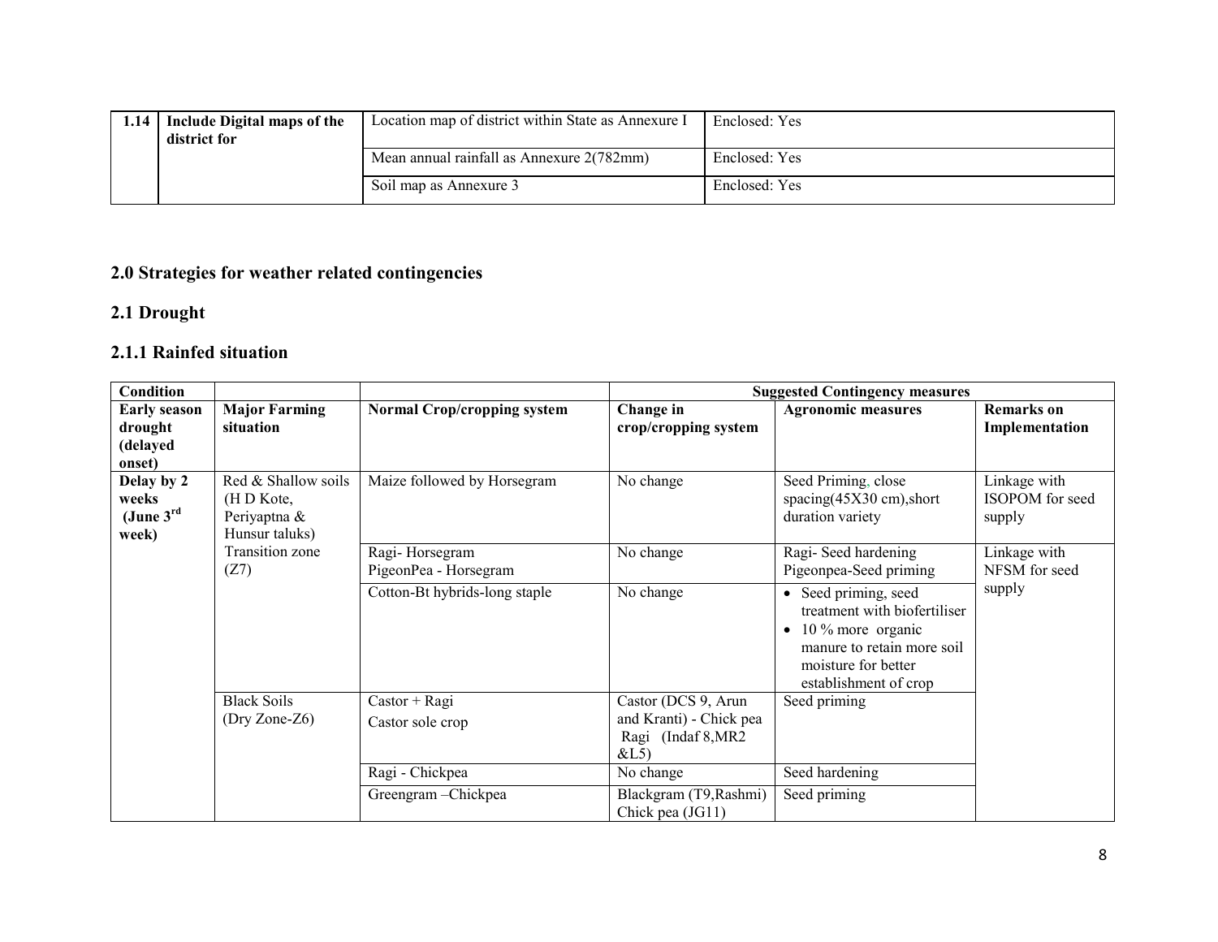| 1.14 | Include Digital maps of the district for | Location map of district within State as Annexure I | Enclosed: Yes |
|---|---|---|---|
| | | Mean annual rainfall as Annexure 2(782mm) | Enclosed: Yes |
| | | Soil map as Annexure 3 | Enclosed: Yes |

## 2.0 Strategies for weather related contingencies

### 2.1 Drought

### 2.1.1 Rainfed situation

| Condition | | | Suggested Contingency measures | | |
|---|---|---|---|---|---|
| **Early season drought (delayed onset)** | **Major Farming situation** | **Normal Crop/cropping system** | **Change in crop/cropping system** | **Agronomic measures** | **Remarks on Implementation** |
| **Delay by 2 weeks (June 3rd week)** | Red & Shallow soils (H D Kote, Periyaptna & Hunsur taluks) Transition zone (Z7) | Maize followed by Horsegram | No change | Seed Priming, close spacing(45X30 cm),short duration variety | Linkage with ISOPOM for seed supply |
| | | Ragi- Horsegram<br>PigeonPea - Horsegram | No change | Ragi- Seed hardening<br>Pigeonpea-Seed priming | Linkage with NFSM for seed supply |
| | | Cotton-Bt hybrids-long staple | No change | • Seed priming, seed treatment with biofertiliser<br>• 10 % more organic manure to retain more soil moisture for better establishment of crop | |
| | Black Soils (Dry Zone-Z6) | Castor + Ragi<br>Castor sole crop | Castor (DCS 9, Arun and Kranti) - Chick pea Ragi (Indaf 8,MR2 &L5) | Seed priming | |
| | | Ragi - Chickpea | No change | Seed hardening | |
| | | Greengram –Chickpea | Blackgram (T9,Rashmi) Chick pea (JG11) | Seed priming | |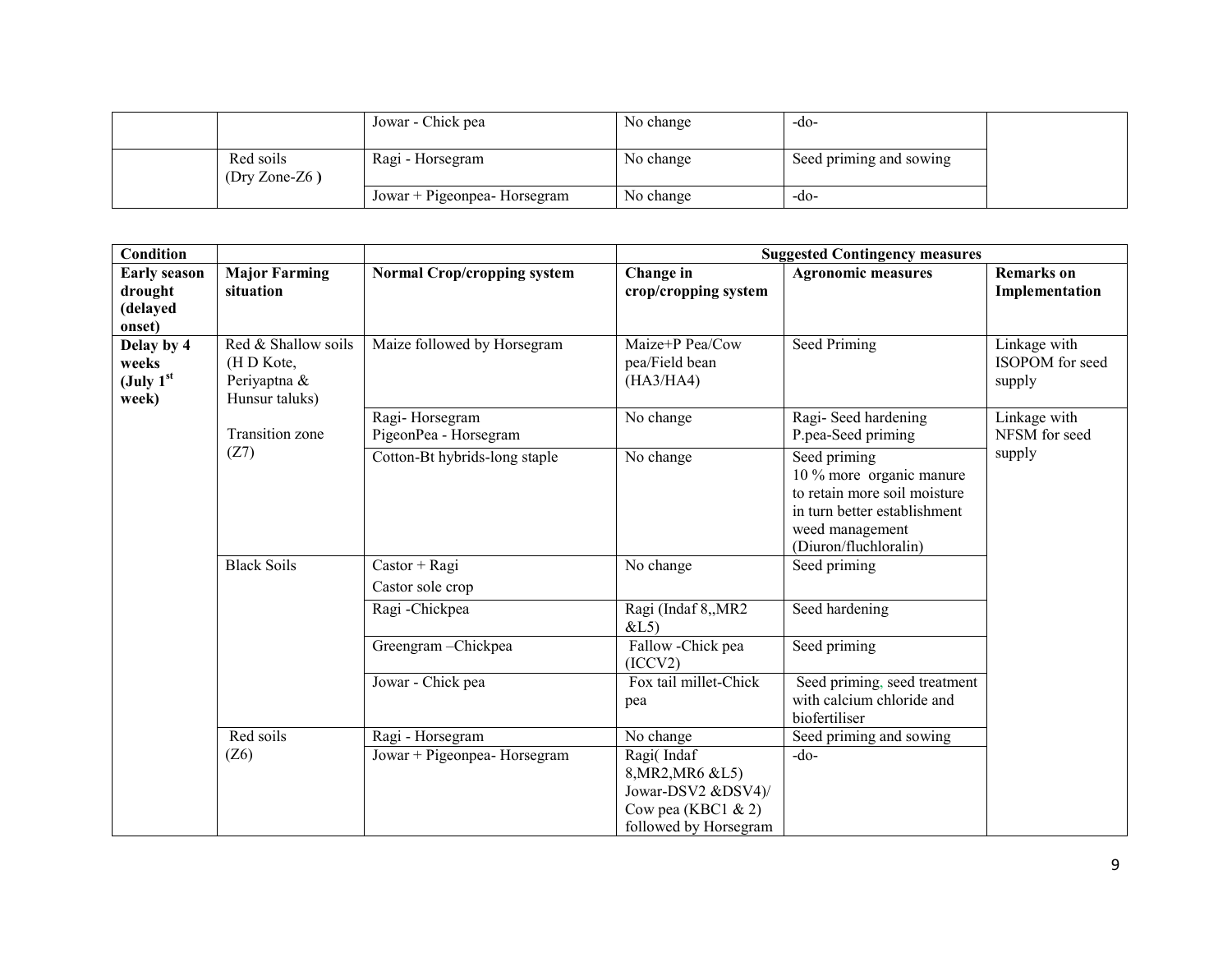|  |  | Jowar - Chick pea | No change | -do- |  |
|---|---|---|---|---|---|
|  | Red soils (Dry Zone-Z6 ) | Ragi - Horsegram | No change | Seed priming and sowing |  |
|  |  | Jowar + Pigeonpea- Horsegram | No change | -do- |  |

| **Condition** |  |  | **Suggested Contingency measures** |  |  |
|---|---|---|---|---|---|
| **Early season drought (delayed onset)** | **Major Farming situation** | **Normal Crop/cropping system** | **Change in crop/cropping system** | **Agronomic measures** | **Remarks on Implementation** |
| **Delay by 4 weeks (July 1st week)** | Red & Shallow soils (H D Kote, Periyaptna & Hunsur taluks) | Maize followed by Horsegram | Maize+P Pea/Cow pea/Field bean (HA3/HA4) | Seed Priming | Linkage with ISOPOM for seed supply |
|  | Transition zone (Z7) | Ragi- Horsegram<br>PigeonPea - Horsegram | No change | Ragi- Seed hardening<br>P.pea-Seed priming | Linkage with NFSM for seed supply |
|  |  | Cotton-Bt hybrids-long staple | No change | Seed priming<br>10 % more organic manure to retain more soil moisture in turn better establishment weed management (Diuron/fluchloralin) |  |
|  | Black Soils | Castor + Ragi<br>Castor sole crop | No change | Seed priming |  |
|  |  | Ragi -Chickpea | Ragi (Indaf 8,,MR2 &L5) | Seed hardening |  |
|  |  | Greengram –Chickpea | Fallow -Chick pea (ICCV2) | Seed priming |  |
|  |  | Jowar - Chick pea | Fox tail millet-Chick pea | Seed priming, seed treatment with calcium chloride and biofertiliser |  |
|  | Red soils (Z6) | Ragi - Horsegram | No change | Seed priming and sowing |  |
|  |  | Jowar + Pigeonpea- Horsegram | Ragi( Indaf 8,MR2,MR6 &L5)<br>Jowar-DSV2 &DSV4)/<br>Cow pea (KBC1 & 2) followed by Horsegram | -do- |  |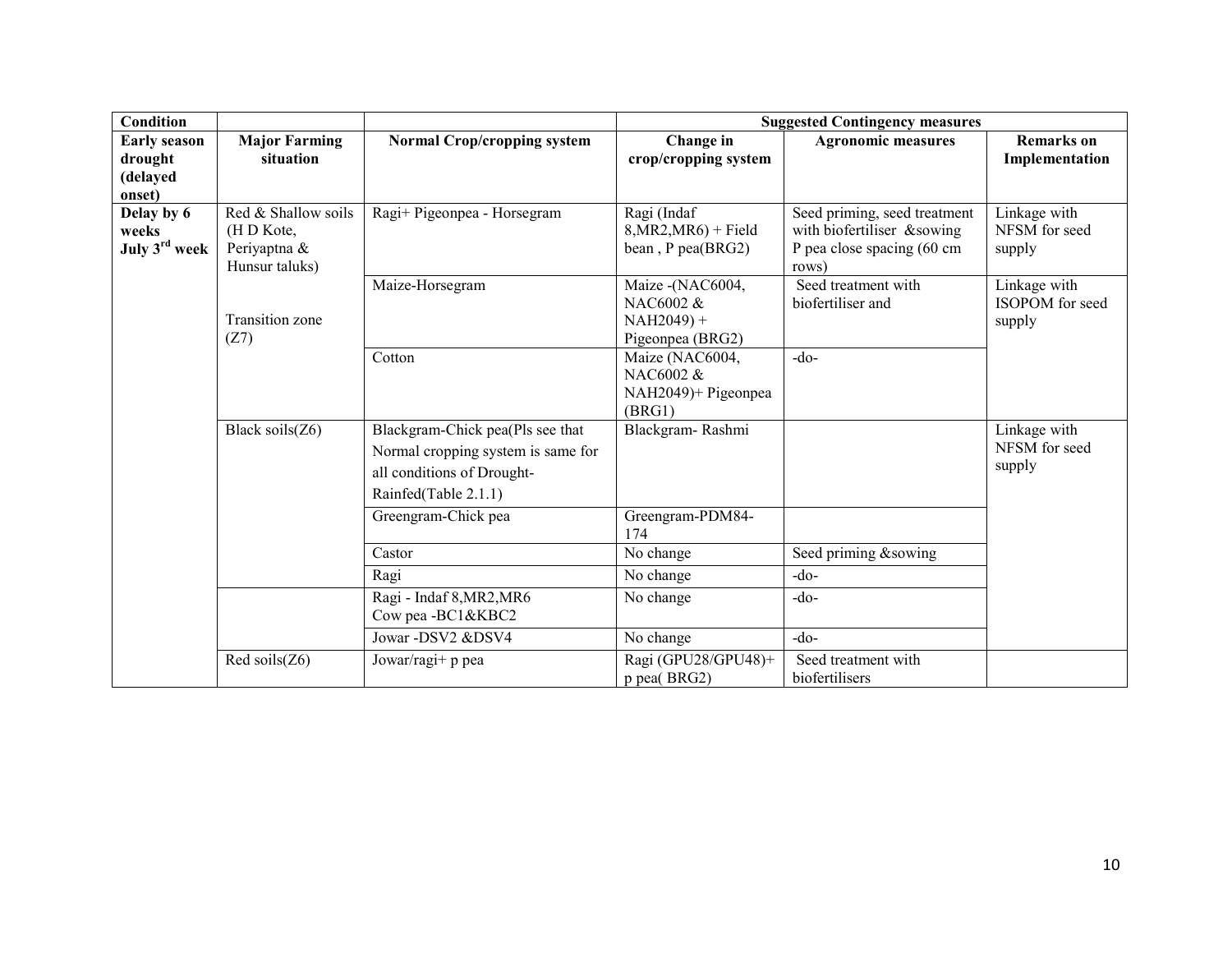| Condition | | | Suggested Contingency measures | | |
|---|---|---|---|---|---|
| **Early season drought (delayed onset)** | **Major Farming situation** | **Normal Crop/cropping system** | **Change in crop/cropping system** | **Agronomic measures** | **Remarks on Implementation** |
| **Delay by 6 weeks July 3rd week** | Red & Shallow soils (H D Kote, Periyaptna & Hunsur taluks) Transition zone (Z7) | Ragi+ Pigeonpea - Horsegram | Ragi (Indaf 8,MR2,MR6) + Field bean , P pea(BRG2) | Seed priming, seed treatment with biofertiliser &sowing P pea close spacing (60 cm rows) | Linkage with NFSM for seed supply |
| | | Maize-Horsegram | Maize -(NAC6004, NAC6002 & NAH2049) + Pigeonpea (BRG2) | Seed treatment with biofertiliser and | Linkage with ISOPOM for seed supply |
| | | Cotton | Maize (NAC6004, NAC6002 & NAH2049)+ Pigeonpea (BRG1) | -do- | |
| | Black soils(Z6) | Blackgram-Chick pea(Pls see that Normal cropping system is same for all conditions of Drought-Rainfed(Table 2.1.1) | Blackgram- Rashmi | | Linkage with NFSM for seed supply |
| | | Greengram-Chick pea | Greengram-PDM84-174 | | |
| | | Castor | No change | Seed priming &sowing | |
| | | Ragi | No change | -do- | |
| | | Ragi - Indaf 8,MR2,MR6 Cow pea -BC1&KBC2 | No change | -do- | |
| | | Jowar -DSV2 &DSV4 | No change | -do- | |
| | Red soils(Z6) | Jowar/ragi+ p pea | Ragi (GPU28/GPU48)+ p pea( BRG2) | Seed treatment with biofertilisers | |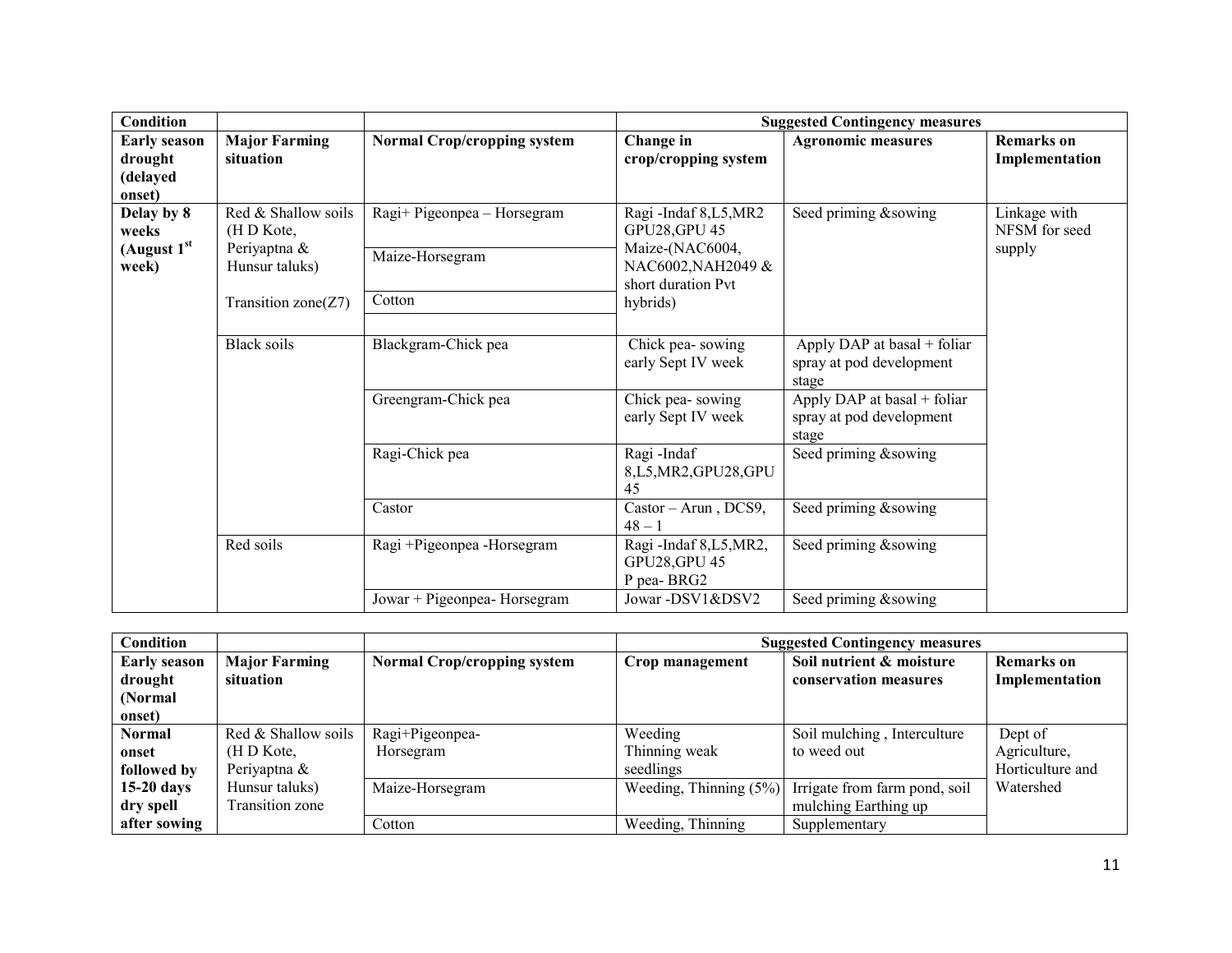| Condition | | | Suggested Contingency measures | | |
|---|---|---|---|---|---|
| **Early season drought (delayed onset)** | **Major Farming situation** | **Normal Crop/cropping system** | **Change in crop/cropping system** | **Agronomic measures** | **Remarks on Implementation** |
| **Delay by 8 weeks (August 1st week)** | Red & Shallow soils (H D Kote, Periyaptna & Hunsur taluks) | Ragi+ Pigeonpea – Horsegram | Ragi -Indaf 8,L5,MR2 GPU28,GPU 45 | Seed priming &sowing | Linkage with NFSM for seed supply |
| | | Maize-Horsegram | Maize-(NAC6004, NAC6002,NAH2049 & short duration Pvt hybrids) | | |
| | Transition zone(Z7) | Cotton | | | |
| | Black soils | Blackgram-Chick pea | Chick pea- sowing early Sept IV week | Apply DAP at basal + foliar spray at pod development stage | |
| | | Greengram-Chick pea | Chick pea- sowing early Sept IV week | Apply DAP at basal + foliar spray at pod development stage | |
| | | Ragi-Chick pea | Ragi -Indaf 8,L5,MR2,GPU28,GPU 45 | Seed priming &sowing | |
| | | Castor | Castor – Arun , DCS9, 48 – 1 | Seed priming &sowing | |
| | Red soils | Ragi +Pigeonpea -Horsegram | Ragi -Indaf 8,L5,MR2, GPU28,GPU 45<br>P pea- BRG2 | Seed priming &sowing | |
| | | Jowar + Pigeonpea- Horsegram | Jowar -DSV1&DSV2 | Seed priming &sowing | |

| Condition | | | Suggested Contingency measures | | |
|---|---|---|---|---|---|
| **Early season drought (Normal onset)** | **Major Farming situation** | **Normal Crop/cropping system** | **Crop management** | **Soil nutrient & moisture conservation measures** | **Remarks on Implementation** |
| **Normal onset followed by 15-20 days dry spell after sowing** | Red & Shallow soils (H D Kote, Periyaptna & Hunsur taluks) Transition zone | Ragi+Pigeonpea-Horsegram | Weeding<br>Thinning weak seedlings | Soil mulching , Interculture to weed out | Dept of Agriculture, Horticulture and Watershed |
| | | Maize-Horsegram | Weeding, Thinning (5%) | Irrigate from farm pond, soil mulching Earthing up | |
| | | Cotton | Weeding, Thinning | Supplementary | |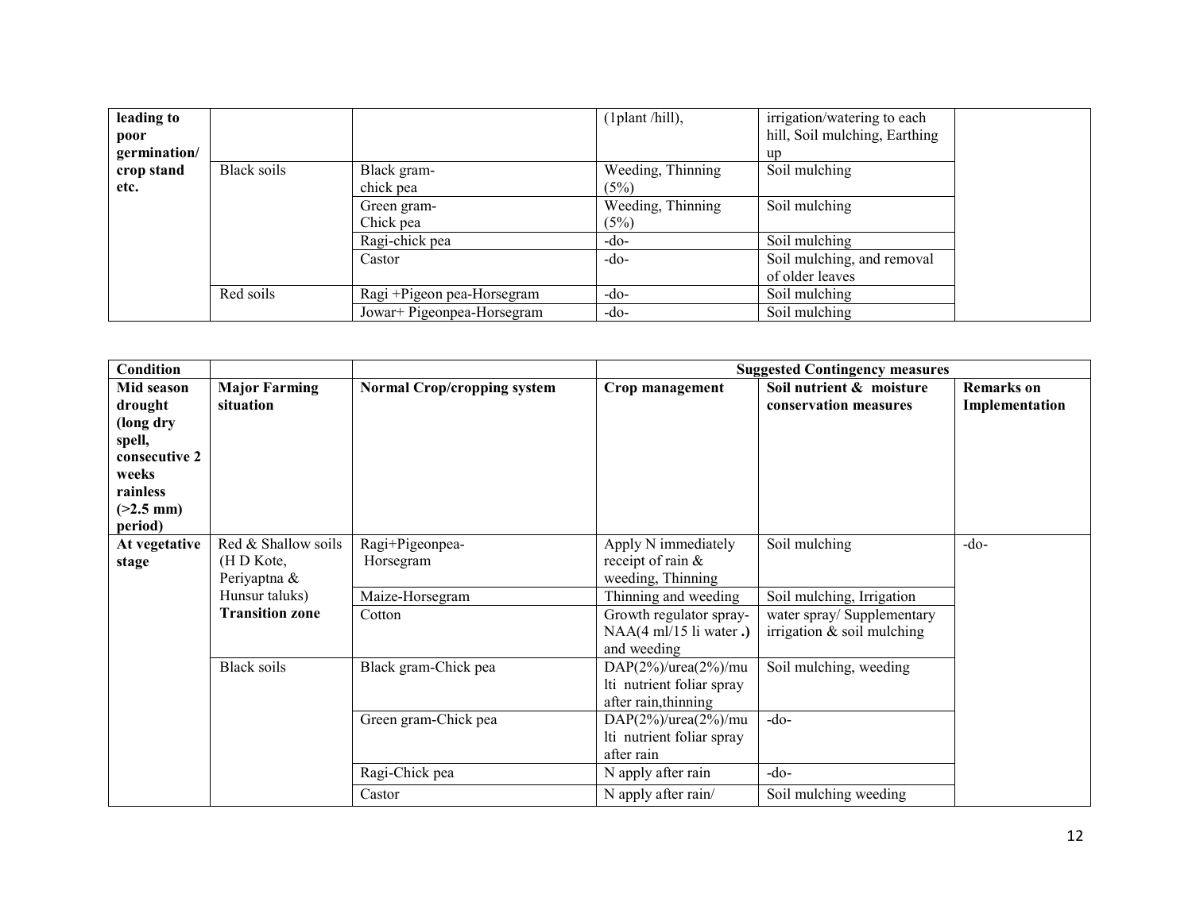| **leading to poor germination/ crop stand etc.** | | | (1plant /hill), | irrigation/watering to each hill, Soil mulching, Earthing up | |
|---|---|---|---|---|---|
| | Black soils | Black gram-chick pea | Weeding, Thinning (5%) | Soil mulching | |
| | | Green gram-Chick pea | Weeding, Thinning (5%) | Soil mulching | |
| | | Ragi-chick pea | -do- | Soil mulching | |
| | | Castor | -do- | Soil mulching, and removal of older leaves | |
| | Red soils | Ragi +Pigeon pea-Horsegram | -do- | Soil mulching | |
| | | Jowar+ Pigeonpea-Horsegram | -do- | Soil mulching | |

| **Condition** | | | **Suggested Contingency measures** | | |
|---|---|---|---|---|---|
| **Mid season drought (long dry spell, consecutive 2 weeks rainless (>2.5 mm) period)** | **Major Farming situation** | **Normal Crop/cropping system** | **Crop management** | **Soil nutrient & moisture conservation measures** | **Remarks on Implementation** |
| **At vegetative stage** | Red & Shallow soils (H D Kote, Periyaptna & Hunsur taluks) **Transition zone** | Ragi+Pigeonpea-Horsegram | Apply N immediately receipt of rain & weeding, Thinning | Soil mulching | -do- |
| | | Maize-Horsegram | Thinning and weeding | Soil mulching, Irrigation | |
| | | Cotton | Growth regulator spray-NAA(4 ml/15 li water **.)** and weeding | water spray/ Supplementary irrigation & soil mulching | |
| | Black soils | Black gram-Chick pea | DAP(2%)/urea(2%)/multi nutrient foliar spray after rain,thinning | Soil mulching, weeding | |
| | | Green gram-Chick pea | DAP(2%)/urea(2%)/multi nutrient foliar spray after rain | -do- | |
| | | Ragi-Chick pea | N apply after rain | -do- | |
| | | Castor | N apply after rain/ | Soil mulching weeding | |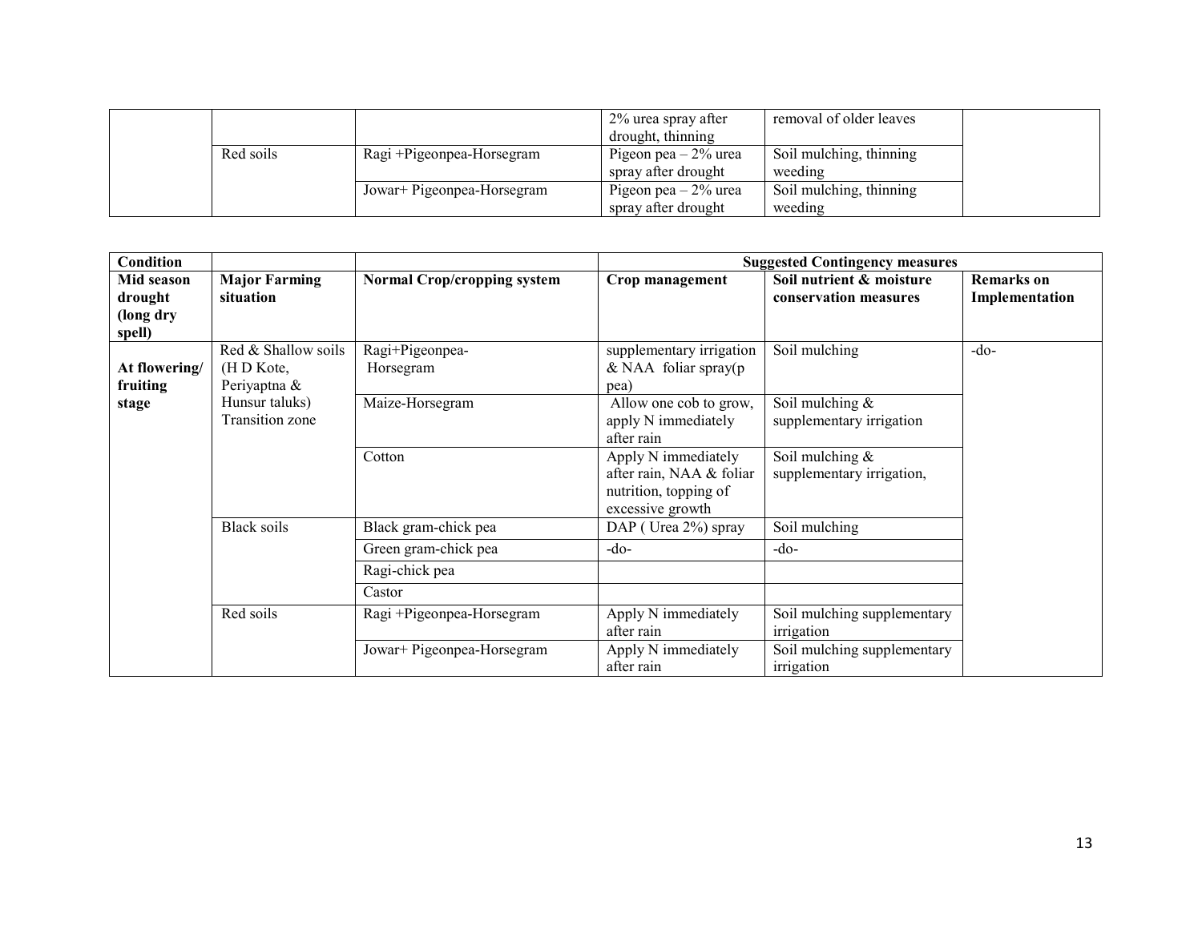| | | | 2% urea spray after drought, thinning | removal of older leaves | |
|---|---|---|---|---|---|
| | Red soils | Ragi +Pigeonpea-Horsegram | Pigeon pea – 2% urea spray after drought | Soil mulching, thinning weeding | |
| | | Jowar+ Pigeonpea-Horsegram | Pigeon pea – 2% urea spray after drought | Soil mulching, thinning weeding | |

| **Condition** | | | **Suggested Contingency measures** | | |
|---|---|---|---|---|---|
| **Mid season drought (long dry spell)** | **Major Farming situation** | **Normal Crop/cropping system** | **Crop management** | **Soil nutrient & moisture conservation measures** | **Remarks on Implementation** |
| **At flowering/ fruiting stage** | Red & Shallow soils (H D Kote, Periyaptna & Hunsur taluks) Transition zone | Ragi+Pigeonpea-Horsegram | supplementary irrigation & NAA foliar spray(p pea) | Soil mulching | -do- |
| | | Maize-Horsegram | Allow one cob to grow, apply N immediately after rain | Soil mulching & supplementary irrigation | |
| | | Cotton | Apply N immediately after rain, NAA & foliar nutrition, topping of excessive growth | Soil mulching & supplementary irrigation, | |
| | Black soils | Black gram-chick pea | DAP ( Urea 2%) spray | Soil mulching | |
| | | Green gram-chick pea | -do- | -do- | |
| | | Ragi-chick pea | | | |
| | | Castor | | | |
| | Red soils | Ragi +Pigeonpea-Horsegram | Apply N immediately after rain | Soil mulching supplementary irrigation | |
| | | Jowar+ Pigeonpea-Horsegram | Apply N immediately after rain | Soil mulching supplementary irrigation | |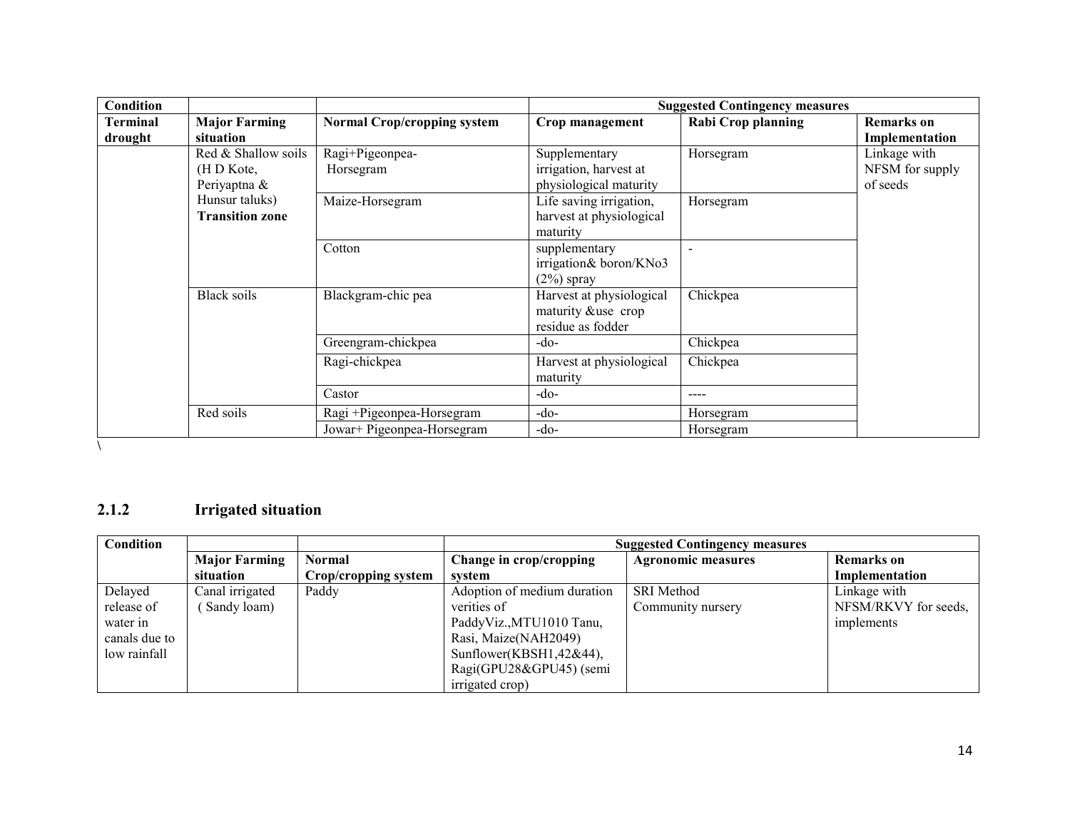| Condition | | | Suggested Contingency measures | | |
|---|---|---|---|---|---|
| **Terminal drought** | **Major Farming situation** | **Normal Crop/cropping system** | **Crop management** | **Rabi Crop planning** | **Remarks on Implementation** |
| | Red & Shallow soils (H D Kote, Periyaptna & Hunsur taluks) **Transition zone** | Ragi+Pigeonpea-Horsegram | Supplementary irrigation, harvest at physiological maturity | Horsegram | Linkage with NFSM for supply of seeds |
| | | Maize-Horsegram | Life saving irrigation, harvest at physiological maturity | Horsegram | |
| | | Cotton | supplementary irrigation& boron/KNo3 (2%) spray | - | |
| | Black soils | Blackgram-chic pea | Harvest at physiological maturity &use crop residue as fodder | Chickpea | |
| | | Greengram-chickpea | -do- | Chickpea | |
| | | Ragi-chickpea | Harvest at physiological maturity | Chickpea | |
| | | Castor | -do- | ---- | |
| | Red soils | Ragi +Pigeonpea-Horsegram | -do- | Horsegram | |
| | | Jowar+ Pigeonpea-Horsegram | -do- | Horsegram | |

\

### 2.1.2 Irrigated situation

| Condition | | | Suggested Contingency measures | | |
|---|---|---|---|---|---|
| | **Major Farming situation** | **Normal Crop/cropping system** | **Change in crop/cropping system** | **Agronomic measures** | **Remarks on Implementation** |
| Delayed release of water in canals due to low rainfall | Canal irrigated ( Sandy loam) | Paddy | Adoption of medium duration verities of PaddyViz.,MTU1010 Tanu, Rasi, Maize(NAH2049) Sunflower(KBSH1,42&44), Ragi(GPU28&GPU45) (semi irrigated crop) | SRI Method Community nursery | Linkage with NFSM/RKVY for seeds, implements |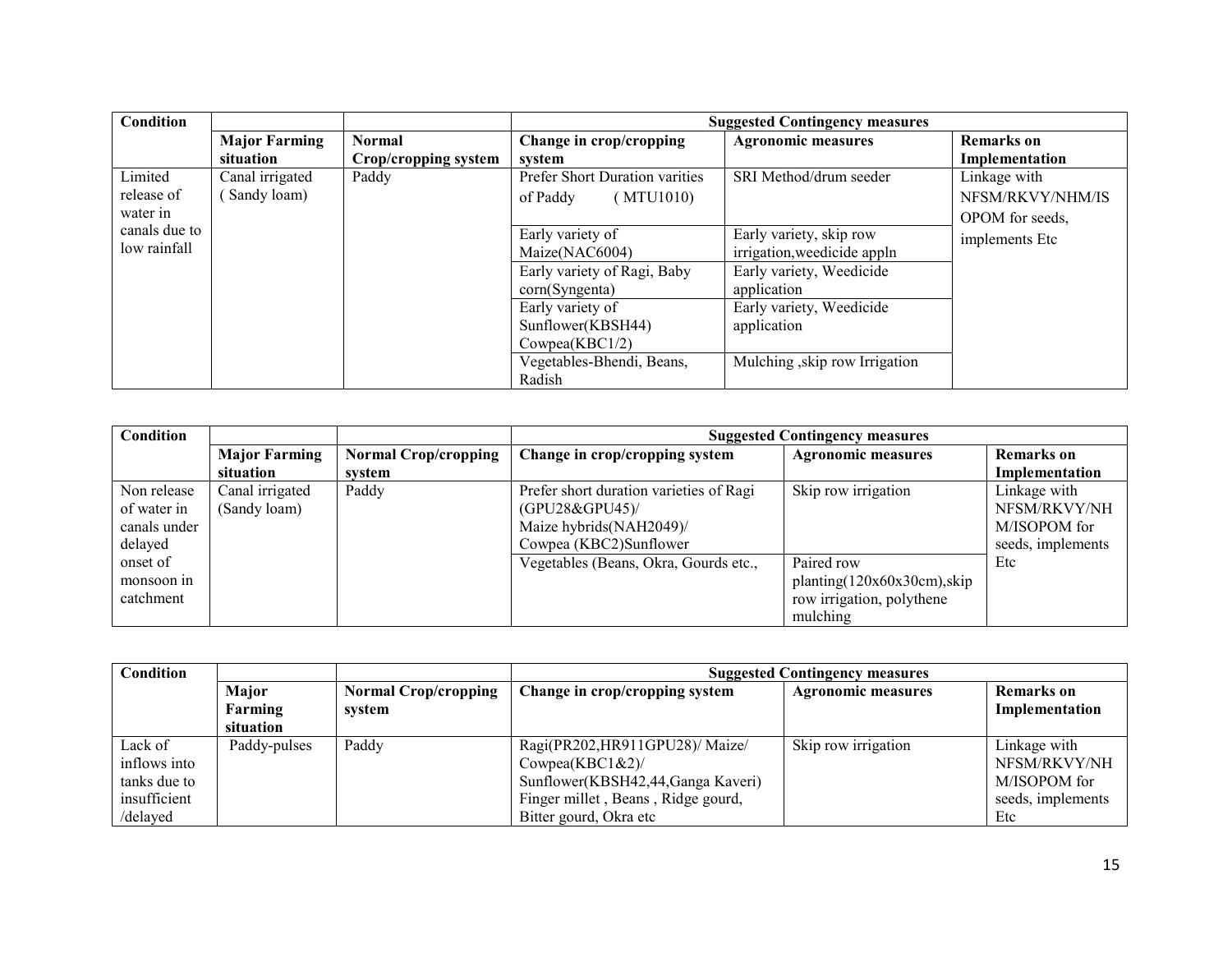| Condition | | | Suggested Contingency measures | | |
|---|---|---|---|---|---|
| | Major Farming situation | Normal Crop/cropping system | Change in crop/cropping system | Agronomic measures | Remarks on Implementation |
| Limited release of water in canals due to low rainfall | Canal irrigated ( Sandy loam) | Paddy | Prefer Short Duration varities of Paddy ( MTU1010) | SRI Method/drum seeder | Linkage with NFSM/RKVY/NHM/ISOPOM for seeds, implements Etc |
| | | | Early variety of Maize(NAC6004) | Early variety, skip row irrigation,weedicide appln | |
| | | | Early variety of Ragi, Baby corn(Syngenta) | Early variety, Weedicide application | |
| | | | Early variety of Sunflower(KBSH44) Cowpea(KBC1/2) | Early variety, Weedicide application | |
| | | | Vegetables-Bhendi, Beans, Radish | Mulching ,skip row Irrigation | |

| Condition | | | Suggested Contingency measures | | |
|---|---|---|---|---|---|
| | Major Farming situation | Normal Crop/cropping system | Change in crop/cropping system | Agronomic measures | Remarks on Implementation |
| Non release of water in canals under delayed onset of monsoon in catchment | Canal irrigated (Sandy loam) | Paddy | Prefer short duration varieties of Ragi (GPU28&GPU45)/ Maize hybrids(NAH2049)/ Cowpea (KBC2)Sunflower | Skip row irrigation | Linkage with NFSM/RKVY/NHM/ISOPOM for seeds, implements Etc |
| | | | Vegetables (Beans, Okra, Gourds etc., | Paired row planting(120x60x30cm),skip row irrigation, polythene mulching | |

| Condition | | | Suggested Contingency measures | | |
|---|---|---|---|---|---|
| | Major Farming situation | Normal Crop/cropping system | Change in crop/cropping system | Agronomic measures | Remarks on Implementation |
| Lack of inflows into tanks due to insufficient /delayed | Paddy-pulses | Paddy | Ragi(PR202,HR911GPU28)/ Maize/ Cowpea(KBC1&2)/ Sunflower(KBSH42,44,Ganga Kaveri) Finger millet , Beans , Ridge gourd, Bitter gourd, Okra etc | Skip row irrigation | Linkage with NFSM/RKVY/NHM/ISOPOM for seeds, implements Etc |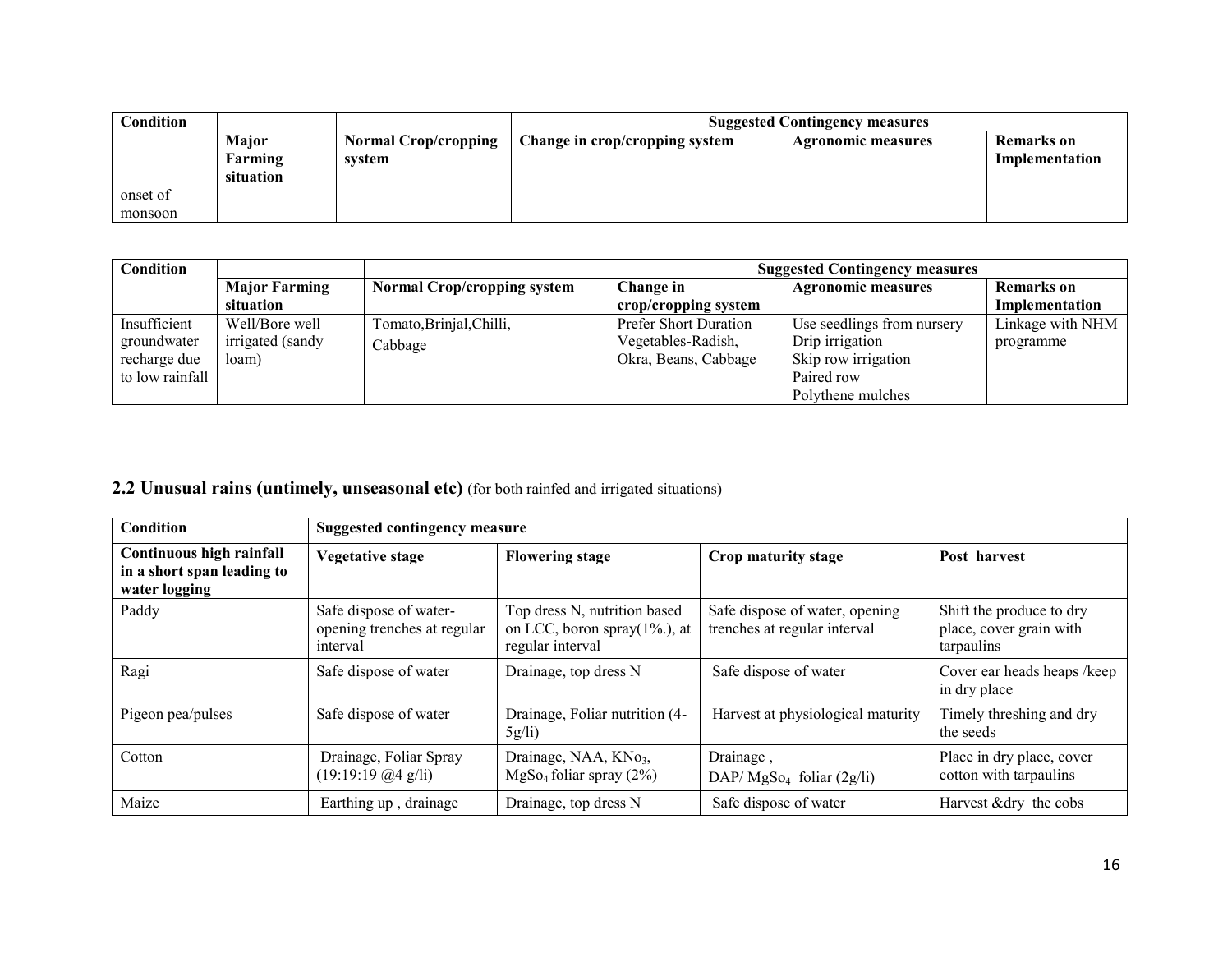| Condition | | | Suggested Contingency measures | | |
|---|---|---|---|---|---|
| | Major Farming situation | Normal Crop/cropping system | Change in crop/cropping system | Agronomic measures | Remarks on Implementation |
| onset of monsoon | | | | | |

| Condition | | | Suggested Contingency measures | | |
|---|---|---|---|---|---|
| | Major Farming situation | Normal Crop/cropping system | Change in crop/cropping system | Agronomic measures | Remarks on Implementation |
| Insufficient groundwater recharge due to low rainfall | Well/Bore well irrigated (sandy loam) | Tomato,Brinjal,Chilli, Cabbage | Prefer Short Duration Vegetables-Radish, Okra, Beans, Cabbage | Use seedlings from nursery<br>Drip irrigation<br>Skip row irrigation<br>Paired row<br>Polythene mulches | Linkage with NHM programme |

## 2.2 Unusual rains (untimely, unseasonal etc) (for both rainfed and irrigated situations)

| Condition | Suggested contingency measure | | | |
|---|---|---|---|---|
| **Continuous high rainfall in a short span leading to water logging** | **Vegetative stage** | **Flowering stage** | **Crop maturity stage** | **Post harvest** |
| Paddy | Safe dispose of water- opening trenches at regular interval | Top dress N, nutrition based on LCC, boron spray(1%.), at regular interval | Safe dispose of water, opening trenches at regular interval | Shift the produce to dry place, cover grain with tarpaulins |
| Ragi | Safe dispose of water | Drainage, top dress N | Safe dispose of water | Cover ear heads heaps /keep in dry place |
| Pigeon pea/pulses | Safe dispose of water | Drainage, Foliar nutrition (4-5g/li) | Harvest at physiological maturity | Timely threshing and dry the seeds |
| Cotton | Drainage, Foliar Spray (19:19:19 @4 g/li) | Drainage, NAA, $KNo_3$, $MgSo_4$ foliar spray (2%) | Drainage , DAP/ $MgSo_4$ foliar (2g/li) | Place in dry place, cover cotton with tarpaulins |
| Maize | Earthing up , drainage | Drainage, top dress N | Safe dispose of water | Harvest &dry the cobs |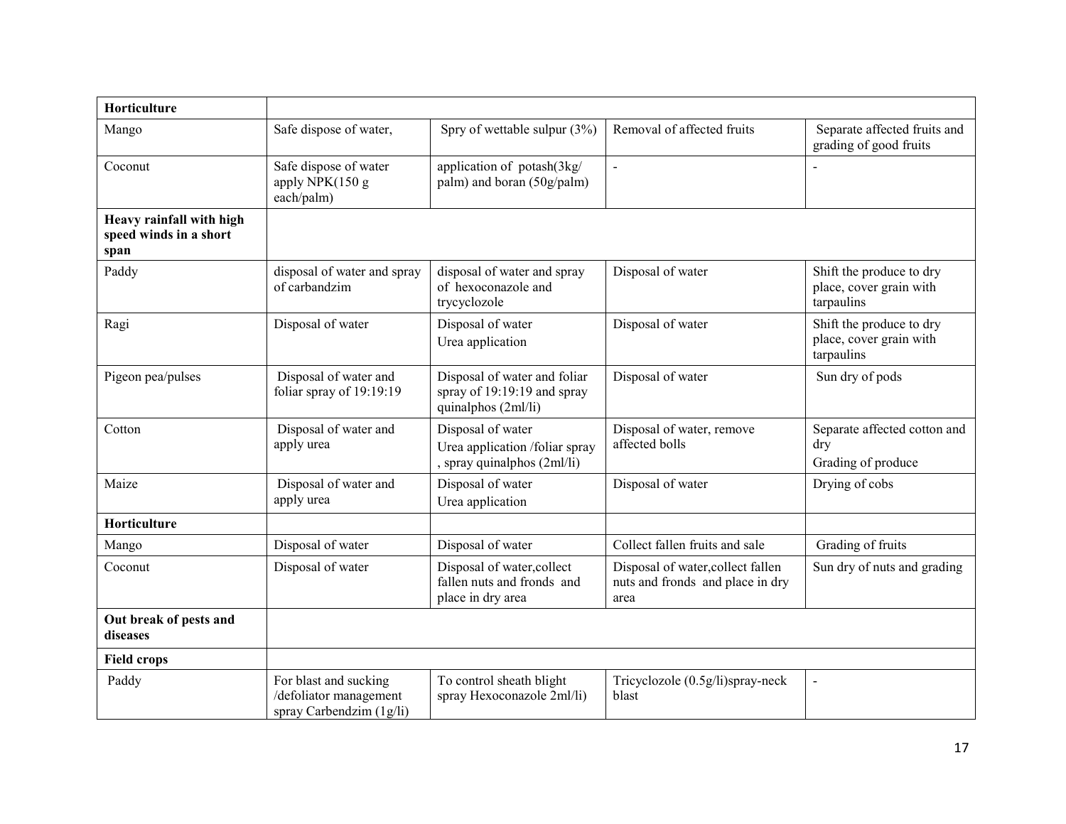| | | | | |
|---|---|---|---|---|
| **Horticulture** | | | | |
| Mango | Safe dispose of water, | Spry of wettable sulpur (3%) | Removal of affected fruits | Separate affected fruits and grading of good fruits |
| Coconut | Safe dispose of water apply NPK(150 g each/palm) | application of potash(3kg/ palm) and boran (50g/palm) | - | - |
| **Heavy rainfall with high speed winds in a short span** | | | | |
| Paddy | disposal of water and spray of carbandzim | disposal of water and spray of hexoconazole and trycyclozole | Disposal of water | Shift the produce to dry place, cover grain with tarpaulins |
| Ragi | Disposal of water | Disposal of water<br>Urea application | Disposal of water | Shift the produce to dry place, cover grain with tarpaulins |
| Pigeon pea/pulses | Disposal of water and foliar spray of 19:19:19 | Disposal of water and foliar spray of 19:19:19 and spray quinalphos (2ml/li) | Disposal of water | Sun dry of pods |
| Cotton | Disposal of water and apply urea | Disposal of water<br>Urea application /foliar spray , spray quinalphos (2ml/li) | Disposal of water, remove affected bolls | Separate affected cotton and dry<br>Grading of produce |
| Maize | Disposal of water and apply urea | Disposal of water<br>Urea application | Disposal of water | Drying of cobs |
| **Horticulture** | | | | |
| Mango | Disposal of water | Disposal of water | Collect fallen fruits and sale | Grading of fruits |
| Coconut | Disposal of water | Disposal of water,collect fallen nuts and fronds and place in dry area | Disposal of water,collect fallen nuts and fronds and place in dry area | Sun dry of nuts and grading |
| **Out break of pests and diseases** | | | | |
| **Field crops** | | | | |
| Paddy | For blast and sucking /defoliator management spray Carbendzim (1g/li) | To control sheath blight spray Hexoconazole 2ml/li) | Tricyclozole (0.5g/li)spray-neck blast | - |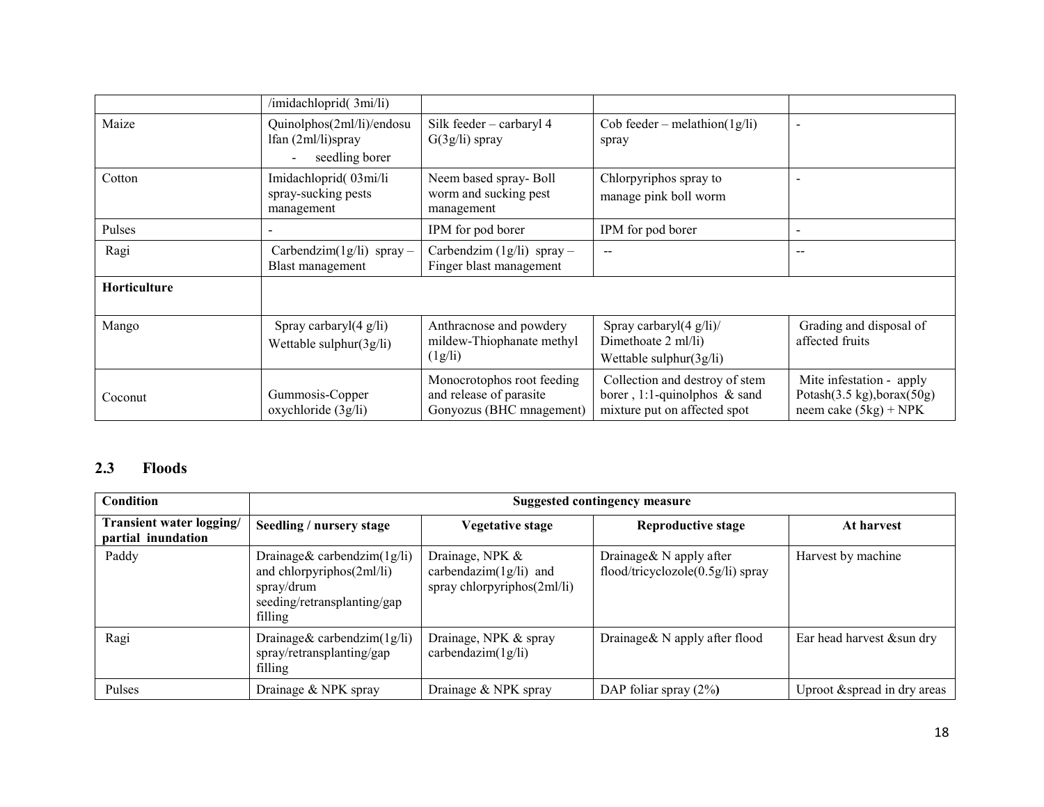| | /imidachloprid( 3mi/li) | | | |
|---|---|---|---|---|
| Maize | Quinolphos(2ml/li)/endosulfan (2ml/li)spray - seedling borer | Silk feeder – carbaryl 4 G(3g/li) spray | Cob feeder – melathion(1g/li) spray | - |
| Cotton | Imidachloprid( 03mi/li spray-sucking pests management | Neem based spray- Boll worm and sucking pest management | Chlorpyriphos spray to manage pink boll worm | - |
| Pulses | - | IPM for pod borer | IPM for pod borer | - |
| Ragi | Carbendzim(1g/li) spray – Blast management | Carbendzim (1g/li) spray – Finger blast management | -- | -- |
| **Horticulture** | | | | |
| Mango | Spray carbaryl(4 g/li) Wettable sulphur(3g/li) | Anthracnose and powdery mildew-Thiophanate methyl (1g/li) | Spray carbaryl(4 g/li)/ Dimethoate 2 ml/li) Wettable sulphur(3g/li) | Grading and disposal of affected fruits |
| Coconut | Gummosis-Copper oxychloride (3g/li) | Monocrotophos root feeding and release of parasite Gonyozus (BHC mnagement) | Collection and destroy of stem borer , 1:1-quinolphos & sand mixture put on affected spot | Mite infestation - apply Potash(3.5 kg),borax(50g) neem cake (5kg) + NPK |

## 2.3 Floods

| Condition | Suggested contingency measure | | | |
|---|---|---|---|---|
| **Transient water logging/ partial inundation** | **Seedling / nursery stage** | **Vegetative stage** | **Reproductive stage** | **At harvest** |
| Paddy | Drainage& carbendzim(1g/li) and chlorpyriphos(2ml/li) spray/drum seeding/retransplanting/gap filling | Drainage, NPK & carbendazim(1g/li) and spray chlorpyriphos(2ml/li) | Drainage& N apply after flood/tricyclozole(0.5g/li) spray | Harvest by machine |
| Ragi | Drainage& carbendzim(1g/li) spray/retransplanting/gap filling | Drainage, NPK & spray carbendazim(1g/li) | Drainage& N apply after flood | Ear head harvest &sun dry |
| Pulses | Drainage & NPK spray | Drainage & NPK spray | DAP foliar spray (2%) | Uproot &spread in dry areas |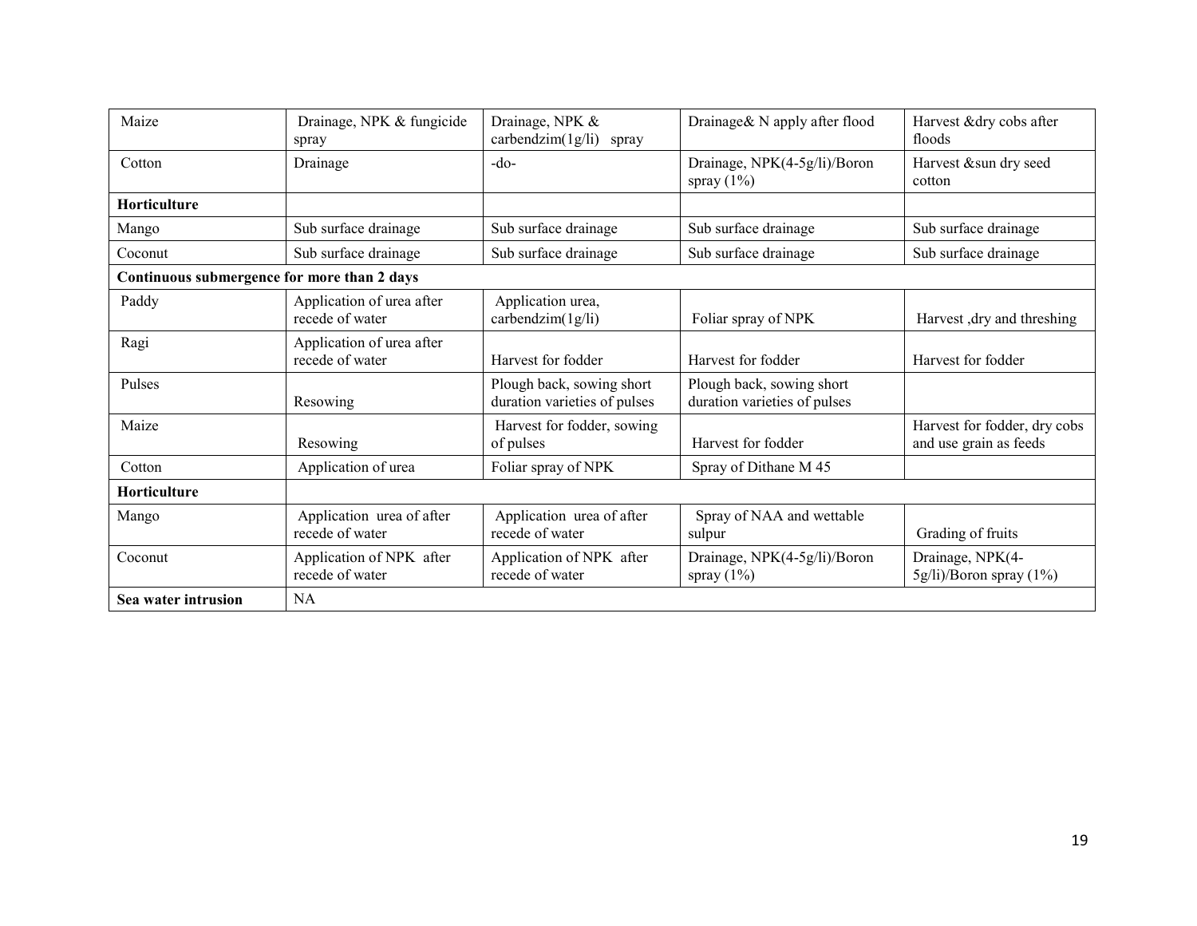| | | | | |
|---|---|---|---|---|
| Maize | Drainage, NPK & fungicide spray | Drainage, NPK & carbendzim(1g/li) spray | Drainage& N apply after flood | Harvest &dry cobs after floods |
| Cotton | Drainage | -do- | Drainage, NPK(4-5g/li)/Boron spray (1%) | Harvest &sun dry seed cotton |
| **Horticulture** | | | | |
| Mango | Sub surface drainage | Sub surface drainage | Sub surface drainage | Sub surface drainage |
| Coconut | Sub surface drainage | Sub surface drainage | Sub surface drainage | Sub surface drainage |
| **Continuous submergence for more than 2 days** | | | | |
| Paddy | Application of urea after recede of water | Application urea, carbendzim(1g/li) | Foliar spray of NPK | Harvest ,dry and threshing |
| Ragi | Application of urea after recede of water | Harvest for fodder | Harvest for fodder | Harvest for fodder |
| Pulses | Resowing | Plough back, sowing short duration varieties of pulses | Plough back, sowing short duration varieties of pulses | |
| Maize | Resowing | Harvest for fodder, sowing of pulses | Harvest for fodder | Harvest for fodder, dry cobs and use grain as feeds |
| Cotton | Application of urea | Foliar spray of NPK | Spray of Dithane M 45 | |
| **Horticulture** | | | | |
| Mango | Application urea of after recede of water | Application urea of after recede of water | Spray of NAA and wettable sulpur | Grading of fruits |
| Coconut | Application of NPK after recede of water | Application of NPK after recede of water | Drainage, NPK(4-5g/li)/Boron spray (1%) | Drainage, NPK(4-5g/li)/Boron spray (1%) |
| **Sea water intrusion** | NA | | | |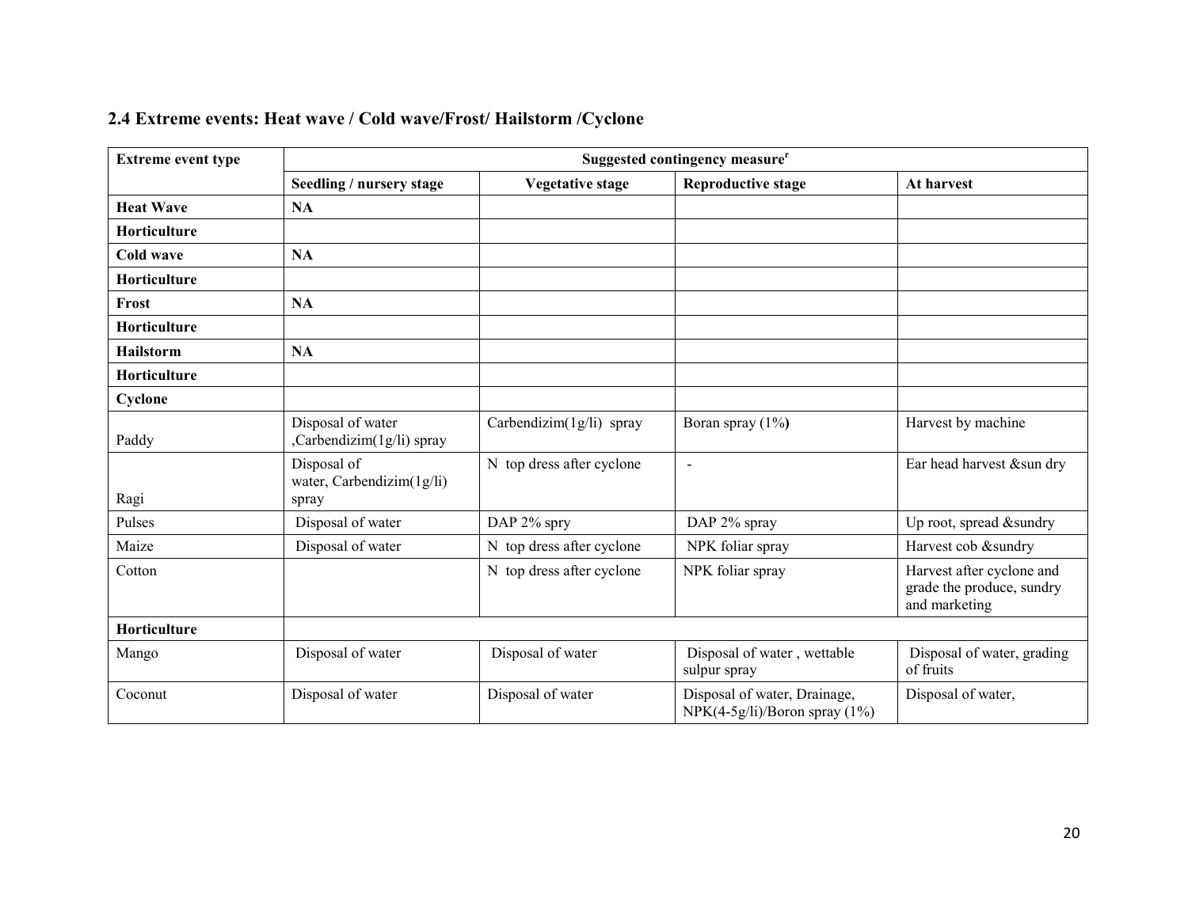## 2.4 Extreme events: Heat wave / Cold wave/Frost/ Hailstorm /Cyclone

| Extreme event type | Suggested contingency measure[r] | | | |
|---|---|---|---|---|
| | **Seedling / nursery stage** | **Vegetative stage** | **Reproductive stage** | **At harvest** |
| **Heat Wave** | **NA** | | | |
| **Horticulture** | | | | |
| **Cold wave** | **NA** | | | |
| **Horticulture** | | | | |
| **Frost** | **NA** | | | |
| **Horticulture** | | | | |
| **Hailstorm** | **NA** | | | |
| **Horticulture** | | | | |
| **Cyclone** | | | | |
| Paddy | Disposal of water ,Carbendizim(1g/li) spray | Carbendizim(1g/li) spray | Boran spray (1%**)** | Harvest by machine |
| Ragi | Disposal of water, Carbendizim(1g/li) spray | N top dress after cyclone | - | Ear head harvest &sun dry |
| Pulses | Disposal of water | DAP 2% spry | DAP 2% spray | Up root, spread &sundry |
| Maize | Disposal of water | N top dress after cyclone | NPK foliar spray | Harvest cob &sundry |
| Cotton | | N top dress after cyclone | NPK foliar spray | Harvest after cyclone and grade the produce, sundry and marketing |
| **Horticulture** | | | | |
| Mango | Disposal of water | Disposal of water | Disposal of water , wettable sulpur spray | Disposal of water, grading of fruits |
| Coconut | Disposal of water | Disposal of water | Disposal of water, Drainage, NPK(4-5g/li)/Boron spray (1%) | Disposal of water, |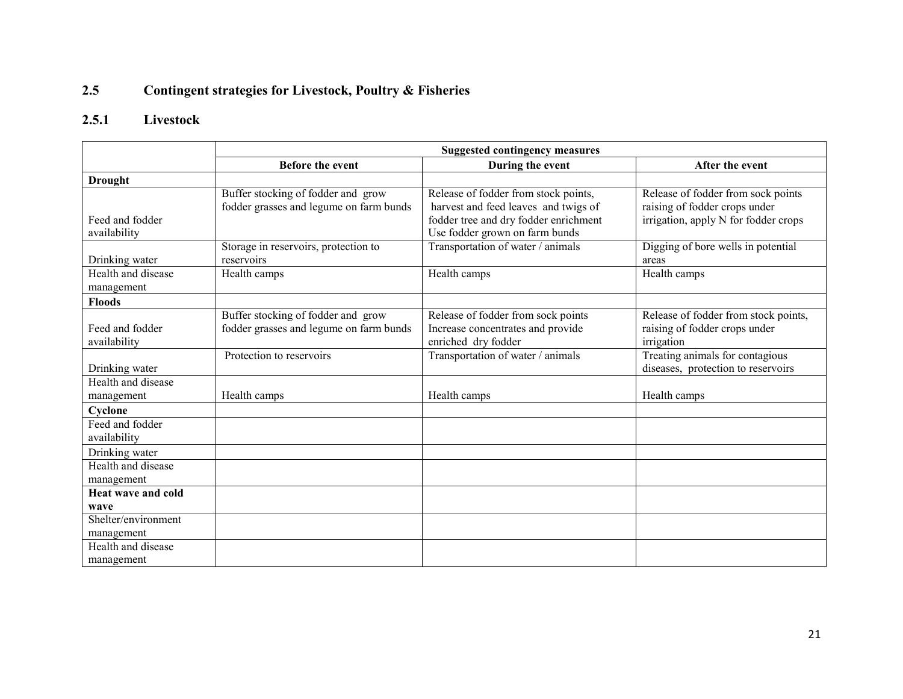## 2.5 Contingent strategies for Livestock, Poultry & Fisheries

### 2.5.1 Livestock

| | Suggested contingency measures | | |
|---|---|---|---|
| | **Before the event** | **During the event** | **After the event** |
| **Drought** | | | |
| Feed and fodder availability | Buffer stocking of fodder and grow fodder grasses and legume on farm bunds | Release of fodder from stock points, harvest and feed leaves and twigs of fodder tree and dry fodder enrichment Use fodder grown on farm bunds | Release of fodder from sock points raising of fodder crops under irrigation, apply N for fodder crops |
| Drinking water | Storage in reservoirs, protection to reservoirs | Transportation of water / animals | Digging of bore wells in potential areas |
| Health and disease management | Health camps | Health camps | Health camps |
| **Floods** | | | |
| Feed and fodder availability | Buffer stocking of fodder and grow fodder grasses and legume on farm bunds | Release of fodder from sock points Increase concentrates and provide enriched dry fodder | Release of fodder from stock points, raising of fodder crops under irrigation |
| Drinking water | Protection to reservoirs | Transportation of water / animals | Treating animals for contagious diseases, protection to reservoirs |
| Health and disease management | Health camps | Health camps | Health camps |
| **Cyclone** | | | |
| Feed and fodder availability | | | |
| Drinking water | | | |
| Health and disease management | | | |
| **Heat wave and cold wave** | | | |
| Shelter/environment management | | | |
| Health and disease management | | | |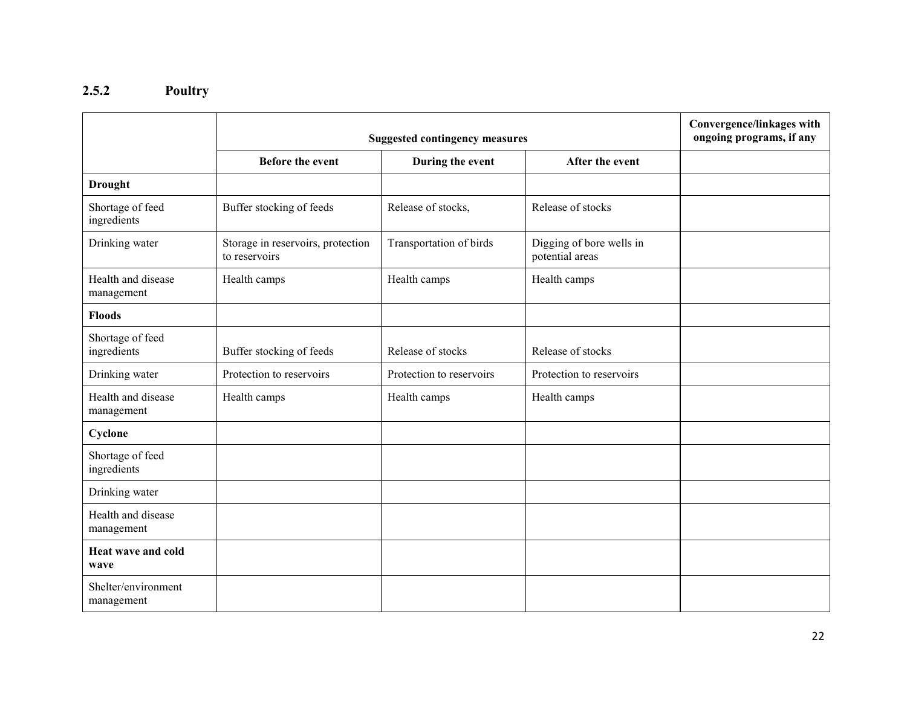### 2.5.2 Poultry

| | Suggested contingency measures | | | Convergence/linkages with ongoing programs, if any |
|---|---|---|---|---|
| | Before the event | During the event | After the event | |
| **Drought** | | | | |
| Shortage of feed ingredients | Buffer stocking of feeds | Release of stocks, | Release of stocks | |
| Drinking water | Storage in reservoirs, protection to reservoirs | Transportation of birds | Digging of bore wells in potential areas | |
| Health and disease management | Health camps | Health camps | Health camps | |
| **Floods** | | | | |
| Shortage of feed ingredients | Buffer stocking of feeds | Release of stocks | Release of stocks | |
| Drinking water | Protection to reservoirs | Protection to reservoirs | Protection to reservoirs | |
| Health and disease management | Health camps | Health camps | Health camps | |
| **Cyclone** | | | | |
| Shortage of feed ingredients | | | | |
| Drinking water | | | | |
| Health and disease management | | | | |
| **Heat wave and cold wave** | | | | |
| Shelter/environment management | | | | |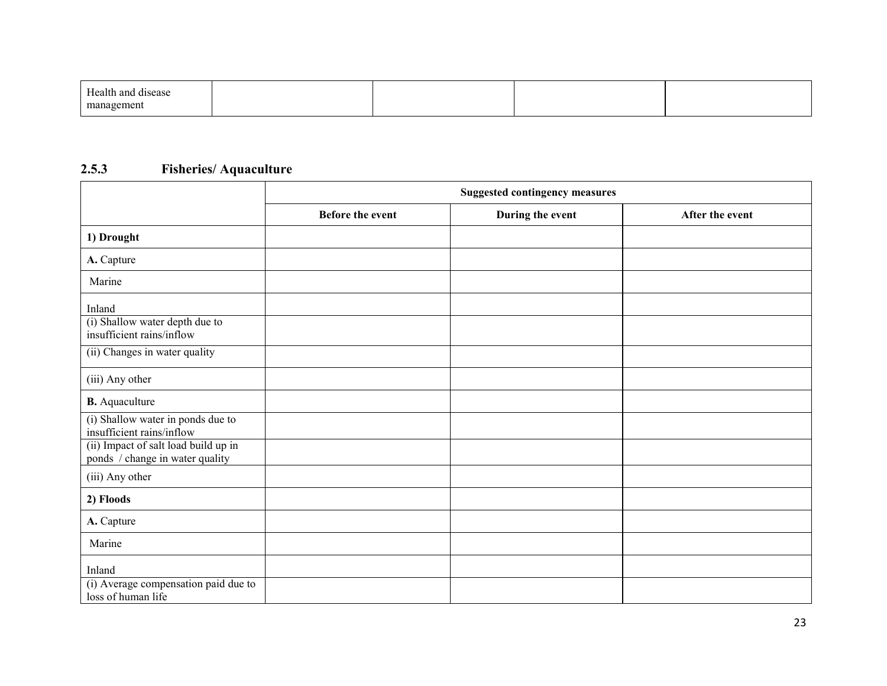| Health and disease management | | | | |
|---|---|---|---|---|

### 2.5.3 Fisheries/ Aquaculture

| | Suggested contingency measures | | |
|---|---|---|---|
| | **Before the event** | **During the event** | **After the event** |
| **1) Drought** | | | |
| **A.** Capture | | | |
| Marine | | | |
| Inland | | | |
| (i) Shallow water depth due to insufficient rains/inflow | | | |
| (ii) Changes in water quality | | | |
| (iii) Any other | | | |
| **B.** Aquaculture | | | |
| (i) Shallow water in ponds due to insufficient rains/inflow | | | |
| (ii) Impact of salt load build up in ponds / change in water quality | | | |
| (iii) Any other | | | |
| **2) Floods** | | | |
| **A.** Capture | | | |
| Marine | | | |
| Inland | | | |
| (i) Average compensation paid due to loss of human life | | | |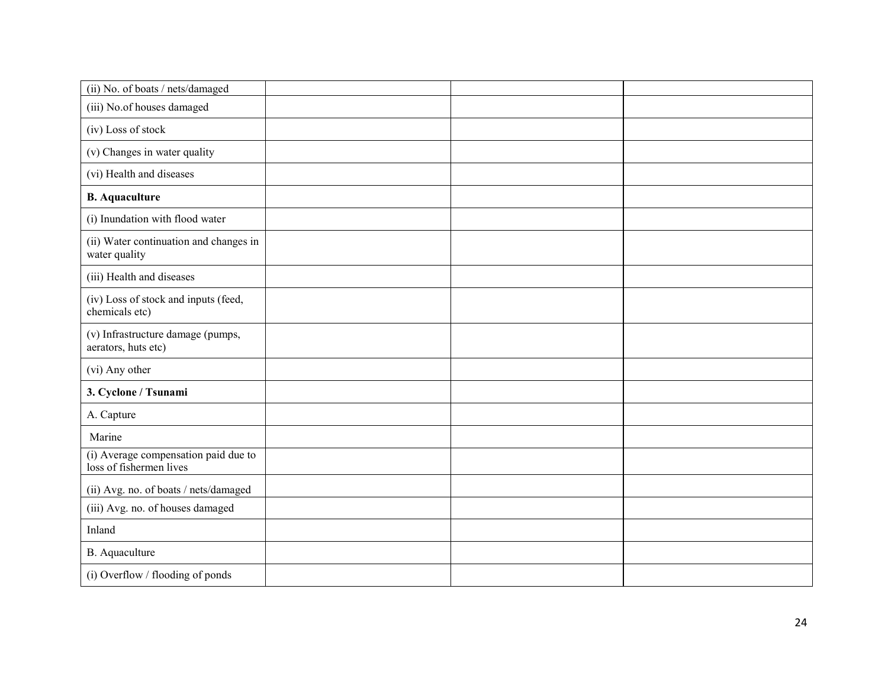| | | | |
|---|---|---|---|
| (ii) No. of boats / nets/damaged | | | |
| (iii) No.of houses damaged | | | |
| (iv) Loss of stock | | | |
| (v) Changes in water quality | | | |
| (vi) Health and diseases | | | |
| **B. Aquaculture** | | | |
| (i) Inundation with flood water | | | |
| (ii) Water continuation and changes in water quality | | | |
| (iii) Health and diseases | | | |
| (iv) Loss of stock and inputs (feed, chemicals etc) | | | |
| (v) Infrastructure damage (pumps, aerators, huts etc) | | | |
| (vi) Any other | | | |
| **3. Cyclone / Tsunami** | | | |
| A. Capture | | | |
| Marine | | | |
| (i) Average compensation paid due to loss of fishermen lives | | | |
| (ii) Avg. no. of boats / nets/damaged | | | |
| (iii) Avg. no. of houses damaged | | | |
| Inland | | | |
| B. Aquaculture | | | |
| (i) Overflow / flooding of ponds | | | |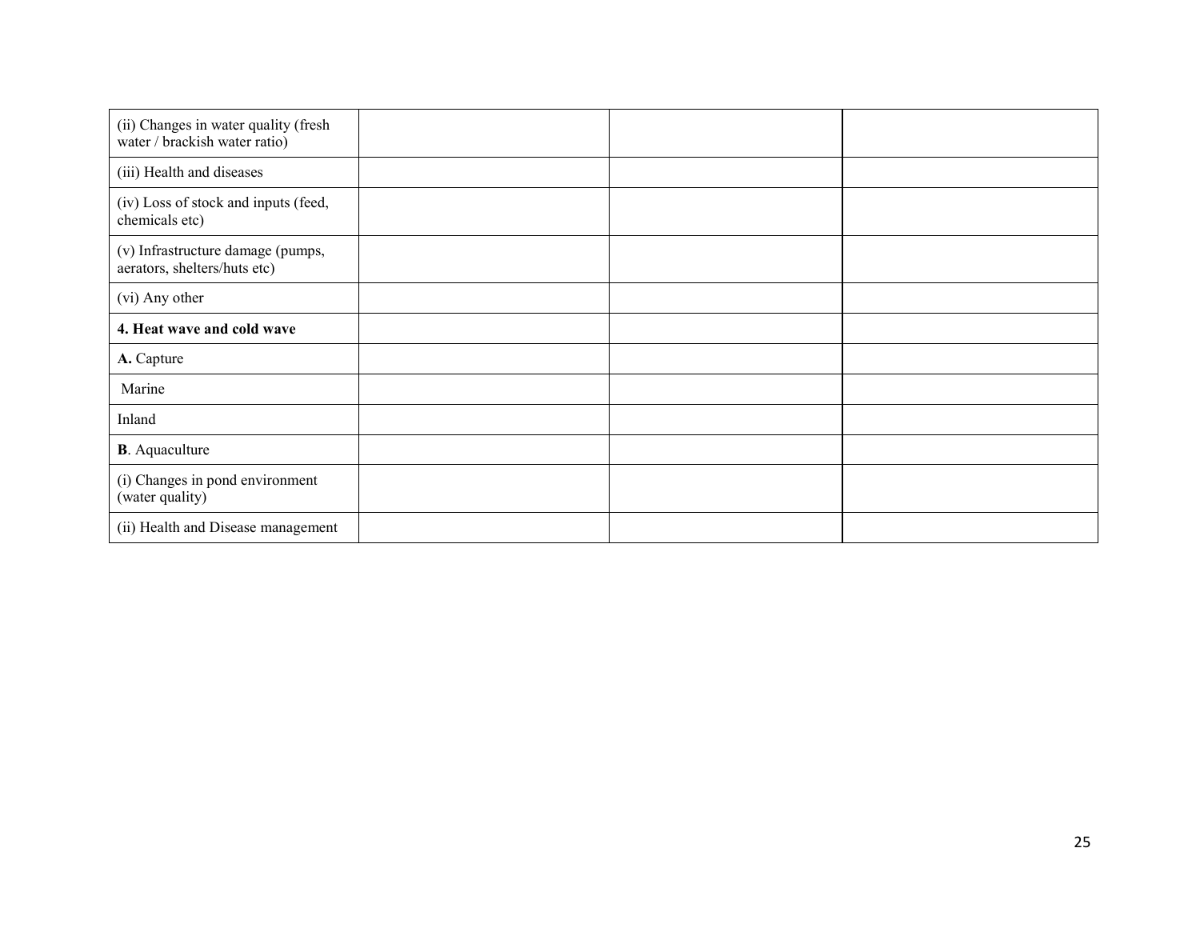| | | | |
|---|---|---|---|
| (ii) Changes in water quality (fresh water / brackish water ratio) | | | |
| (iii) Health and diseases | | | |
| (iv) Loss of stock and inputs (feed, chemicals etc) | | | |
| (v) Infrastructure damage (pumps, aerators, shelters/huts etc) | | | |
| (vi) Any other | | | |
| **4. Heat wave and cold wave** | | | |
| **A.** Capture | | | |
| Marine | | | |
| Inland | | | |
| **B**. Aquaculture | | | |
| (i) Changes in pond environment (water quality) | | | |
| (ii) Health and Disease management | | | |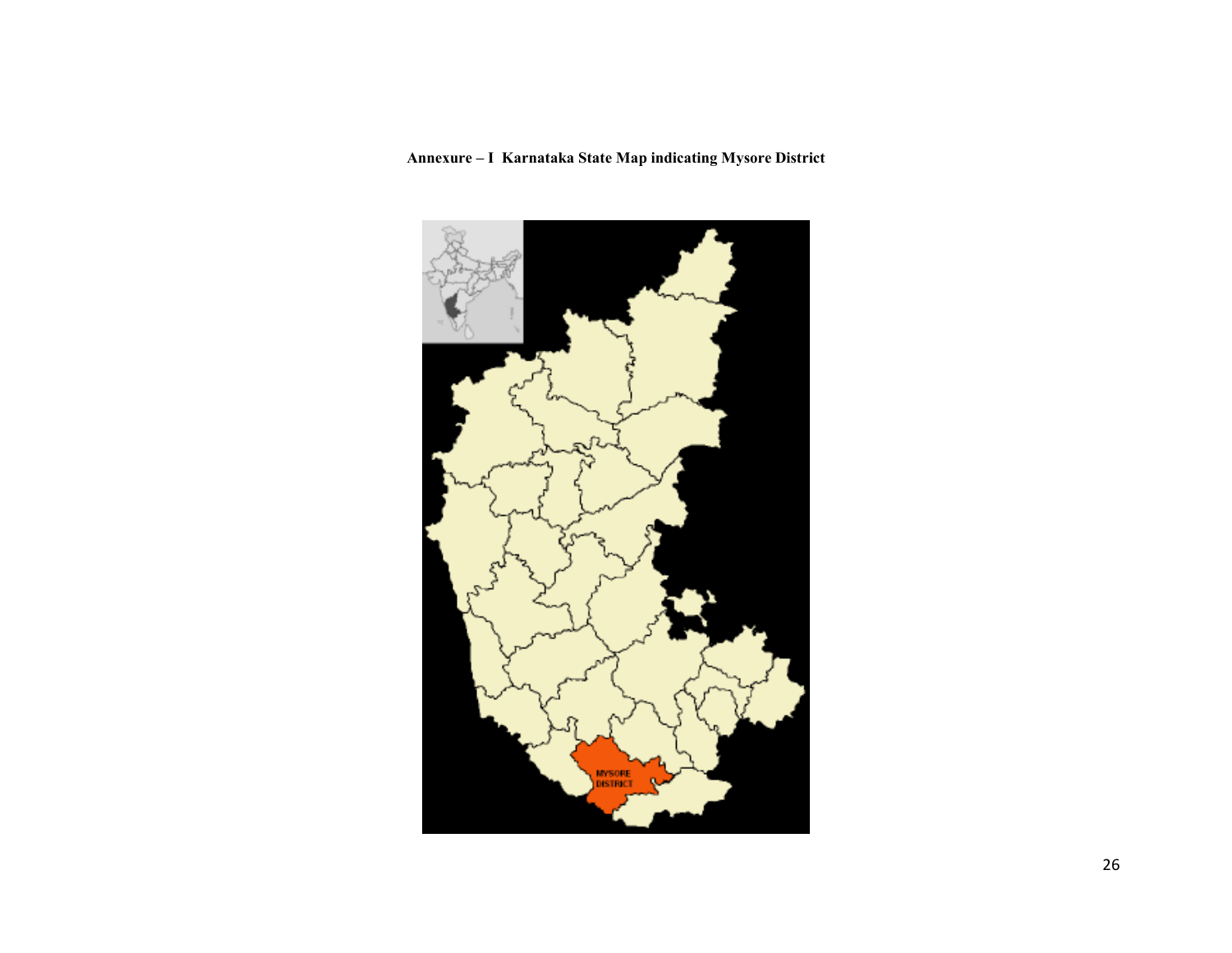**Annexure – I Karnataka State Map indicating Mysore District**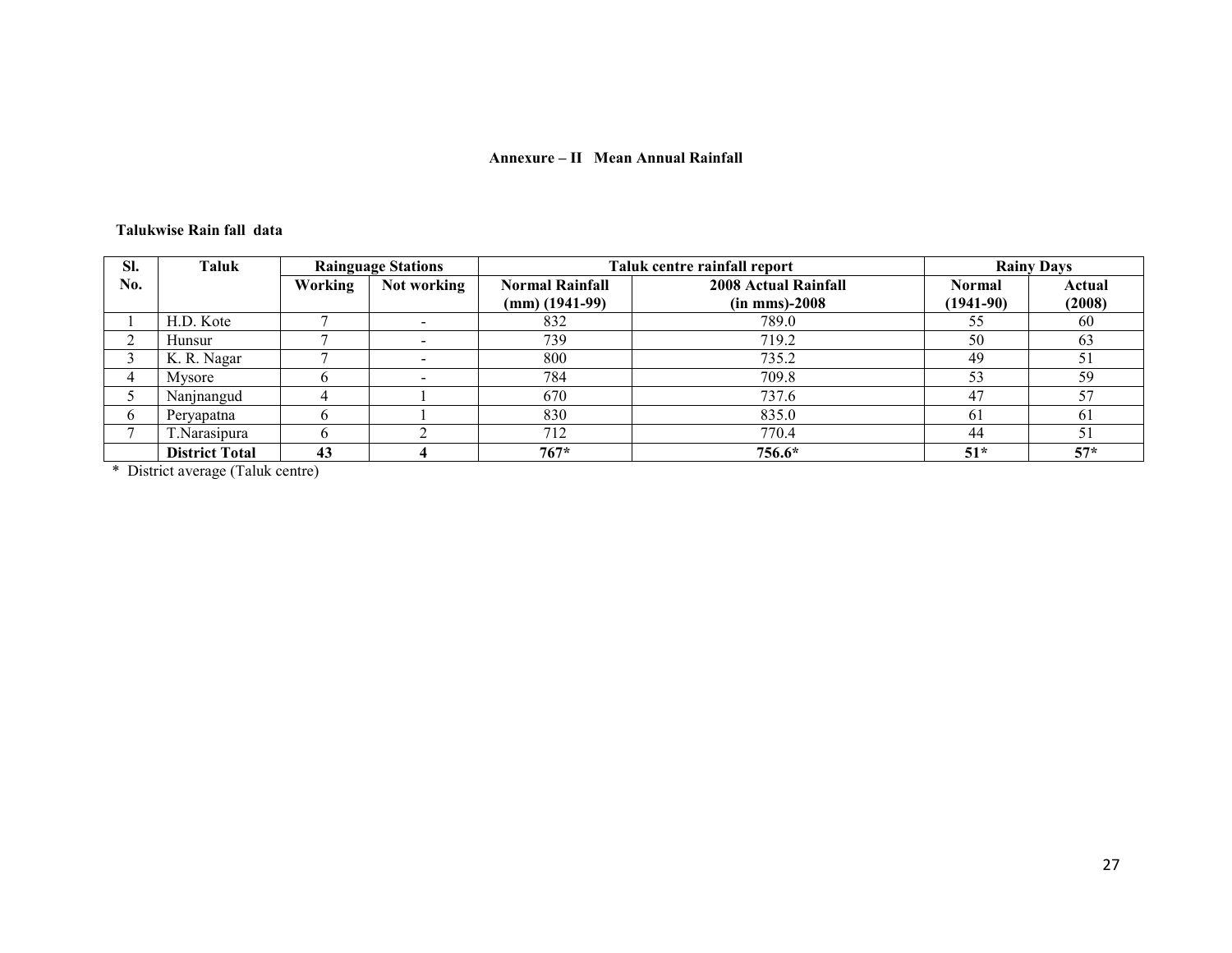**Annexure – II Mean Annual Rainfall**

**Talukwise Rain fall data**

| Sl. No. | Taluk | Rainguage Stations | | Taluk centre rainfall report | | Rainy Days | |
|---|---|---|---|---|---|---|---|
| | | Working | Not working | Normal Rainfall (mm) (1941-99) | 2008 Actual Rainfall (in mms)-2008 | Normal (1941-90) | Actual (2008) |
| 1 | H.D. Kote | 7 | - | 832 | 789.0 | 55 | 60 |
| 2 | Hunsur | 7 | - | 739 | 719.2 | 50 | 63 |
| 3 | K. R. Nagar | 7 | - | 800 | 735.2 | 49 | 51 |
| 4 | Mysore | 6 | - | 784 | 709.8 | 53 | 59 |
| 5 | Nanjnangud | 4 | 1 | 670 | 737.6 | 47 | 57 |
| 6 | Peryapatna | 6 | 1 | 830 | 835.0 | 61 | 61 |
| 7 | T.Narasipura | 6 | 2 | 712 | 770.4 | 44 | 51 |
| | **District Total** | **43** | **4** | **767*** | **756.6*** | **51*** | **57*** |

* District average (Taluk centre)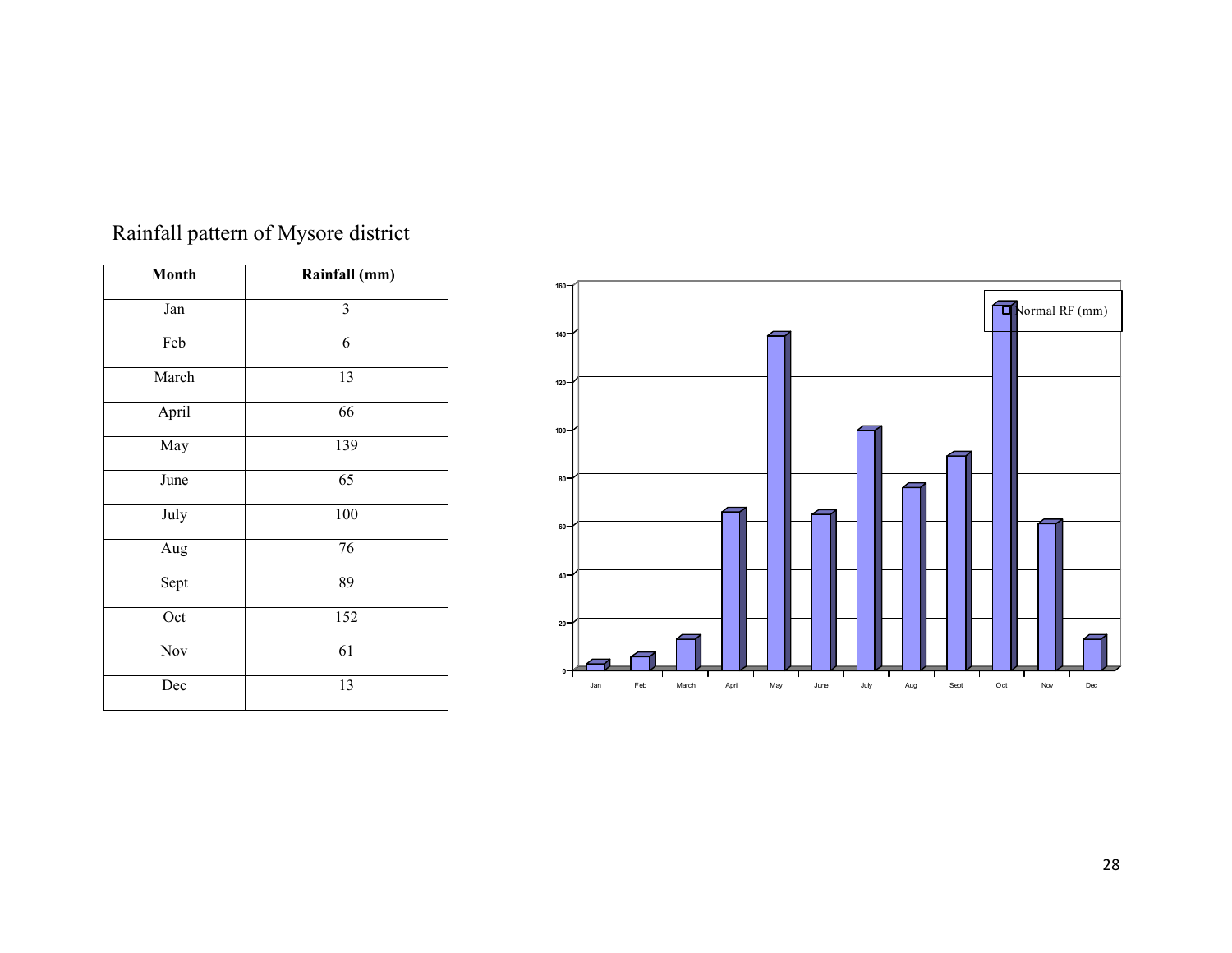Rainfall pattern of Mysore district

| Month | Rainfall (mm) |
|---|---|
| Jan | 3 |
| Feb | 6 |
| March | 13 |
| April | 66 |
| May | 139 |
| June | 65 |
| July | 100 |
| Aug | 76 |
| Sept | 89 |
| Oct | 152 |
| Nov | 61 |
| Dec | 13 |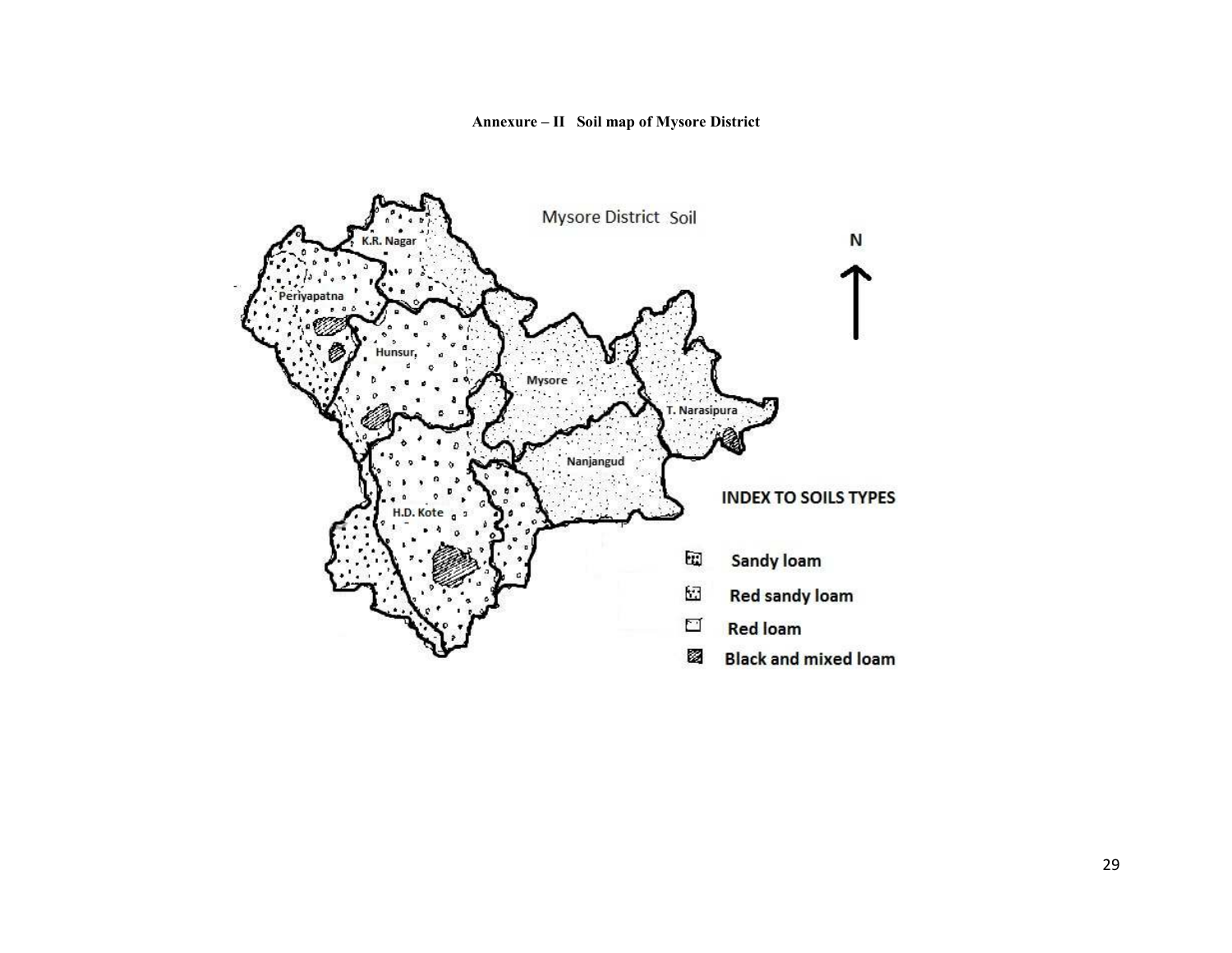**Annexure – II Soil map of Mysore District**

Mysore District Soil

N

K.R. Nagar

Periyapatna

Hunsur,

Mysore

T. Narasipura

Nanjangud

H.D. Kote

INDEX TO SOILS TYPES

Sandy loam

Red sandy loam

Red loam

Black and mixed loam